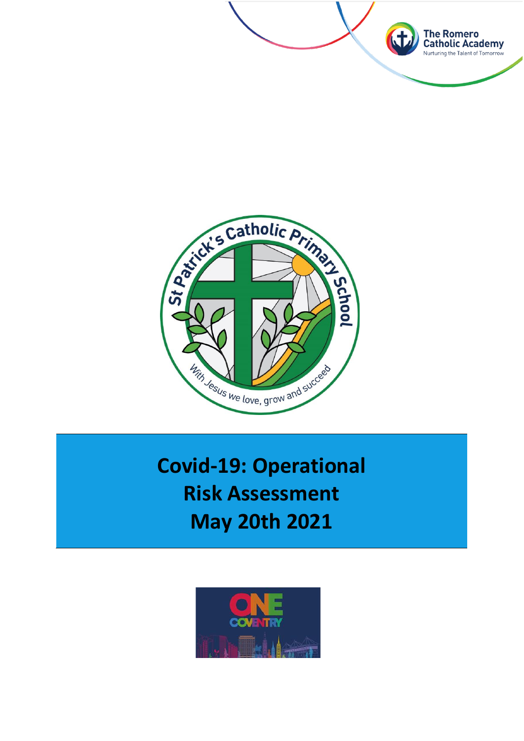The Romero Catholic Academy
Nurturing the Talent of Tomorrow

St Patrick's Catholic Primary School

With Jesus we love, grow and succeed

# Covid-19: Operational Risk Assessment May 20th 2021

ONE COVENTRY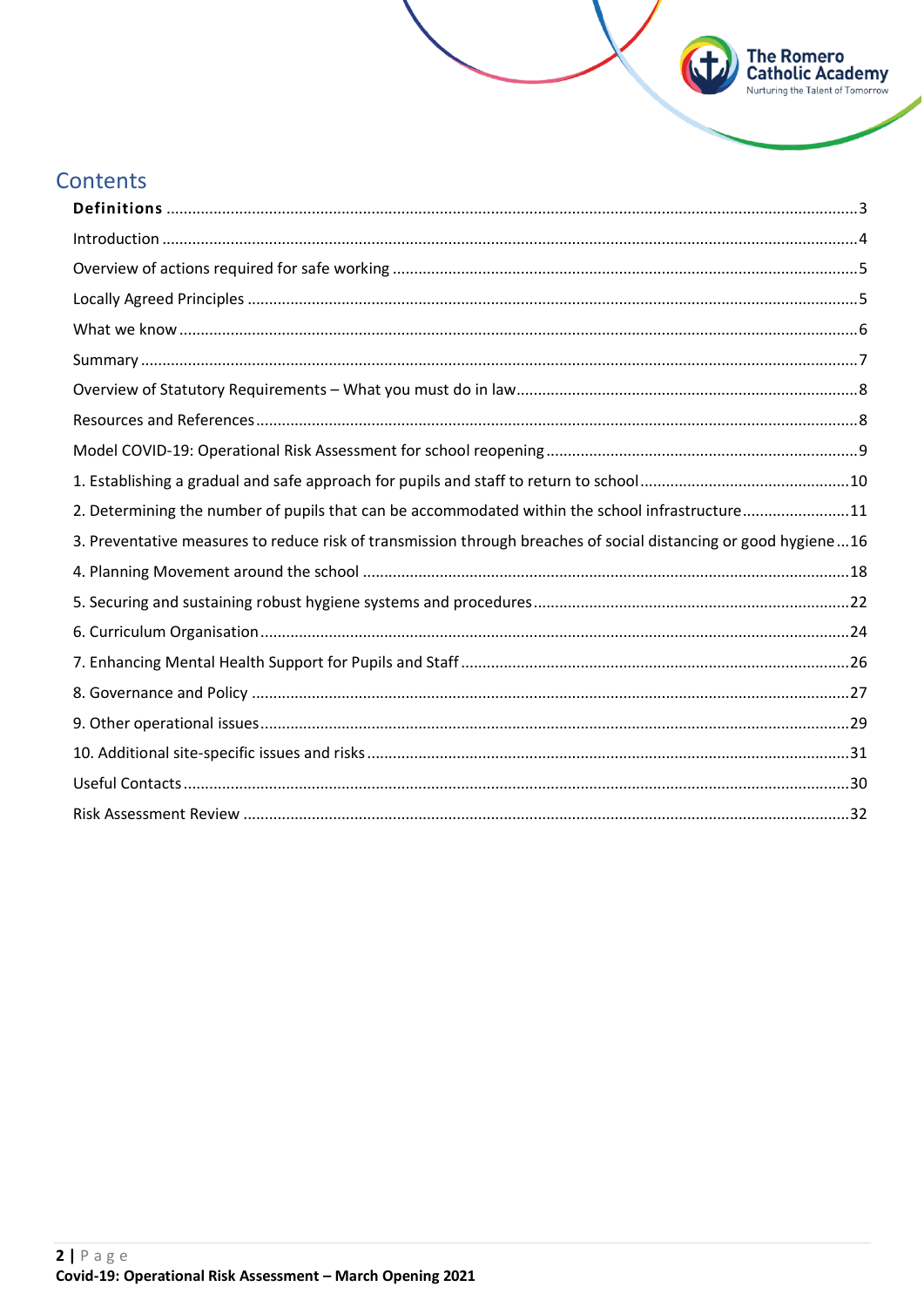# Contents

**Definitions** ....................................................... 3

Introduction ....................................................... 4

Overview of actions required for safe working ....................................................... 5

Locally Agreed Principles ....................................................... 5

What we know ....................................................... 6

Summary ....................................................... 7

Overview of Statutory Requirements – What you must do in law ....................................................... 8

Resources and References ....................................................... 8

Model COVID-19: Operational Risk Assessment for school reopening ....................................................... 9

1. Establishing a gradual and safe approach for pupils and staff to return to school ....................................................... 10

2. Determining the number of pupils that can be accommodated within the school infrastructure ....................................................... 11

3. Preventative measures to reduce risk of transmission through breaches of social distancing or good hygiene ... 16

4. Planning Movement around the school ....................................................... 18

5. Securing and sustaining robust hygiene systems and procedures ....................................................... 22

6. Curriculum Organisation ....................................................... 24

7. Enhancing Mental Health Support for Pupils and Staff ....................................................... 26

8. Governance and Policy ....................................................... 27

9. Other operational issues ....................................................... 29

10. Additional site-specific issues and risks ....................................................... 31

Useful Contacts ....................................................... 30

Risk Assessment Review ....................................................... 32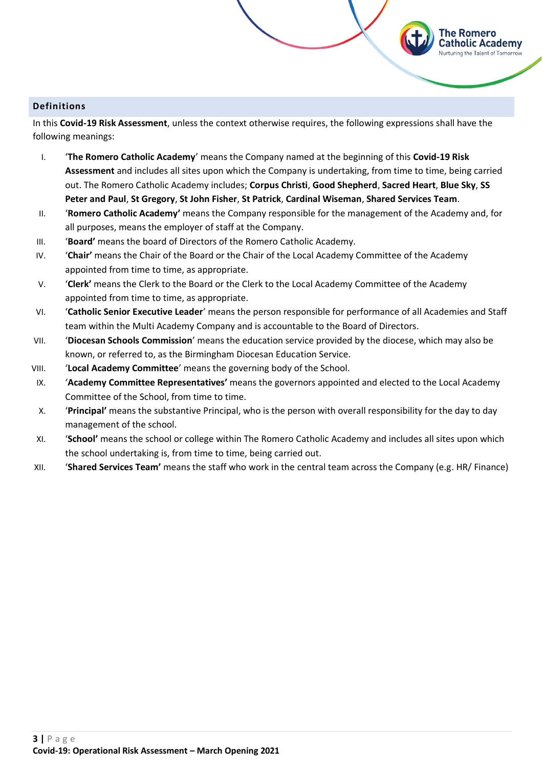## Definitions

In this **Covid-19 Risk Assessment**, unless the context otherwise requires, the following expressions shall have the following meanings:

I. '**The Romero Catholic Academy**' means the Company named at the beginning of this **Covid-19 Risk Assessment** and includes all sites upon which the Company is undertaking, from time to time, being carried out. The Romero Catholic Academy includes; **Corpus Christi**, **Good Shepherd**, **Sacred Heart**, **Blue Sky**, **SS Peter and Paul**, **St Gregory**, **St John Fisher**, **St Patrick**, **Cardinal Wiseman**, **Shared Services Team**.

II. '**Romero Catholic Academy'** means the Company responsible for the management of the Academy and, for all purposes, means the employer of staff at the Company.

III. '**Board'** means the board of Directors of the Romero Catholic Academy.

IV. '**Chair'** means the Chair of the Board or the Chair of the Local Academy Committee of the Academy appointed from time to time, as appropriate.

V. '**Clerk'** means the Clerk to the Board or the Clerk to the Local Academy Committee of the Academy appointed from time to time, as appropriate.

VI. '**Catholic Senior Executive Leader**' means the person responsible for performance of all Academies and Staff team within the Multi Academy Company and is accountable to the Board of Directors.

VII. '**Diocesan Schools Commission**' means the education service provided by the diocese, which may also be known, or referred to, as the Birmingham Diocesan Education Service.

VIII. '**Local Academy Committee**' means the governing body of the School.

IX. '**Academy Committee Representatives'** means the governors appointed and elected to the Local Academy Committee of the School, from time to time.

X. '**Principal'** means the substantive Principal, who is the person with overall responsibility for the day to day management of the school.

XI. '**School'** means the school or college within The Romero Catholic Academy and includes all sites upon which the school undertaking is, from time to time, being carried out.

XII. '**Shared Services Team'** means the staff who work in the central team across the Company (e.g. HR/ Finance)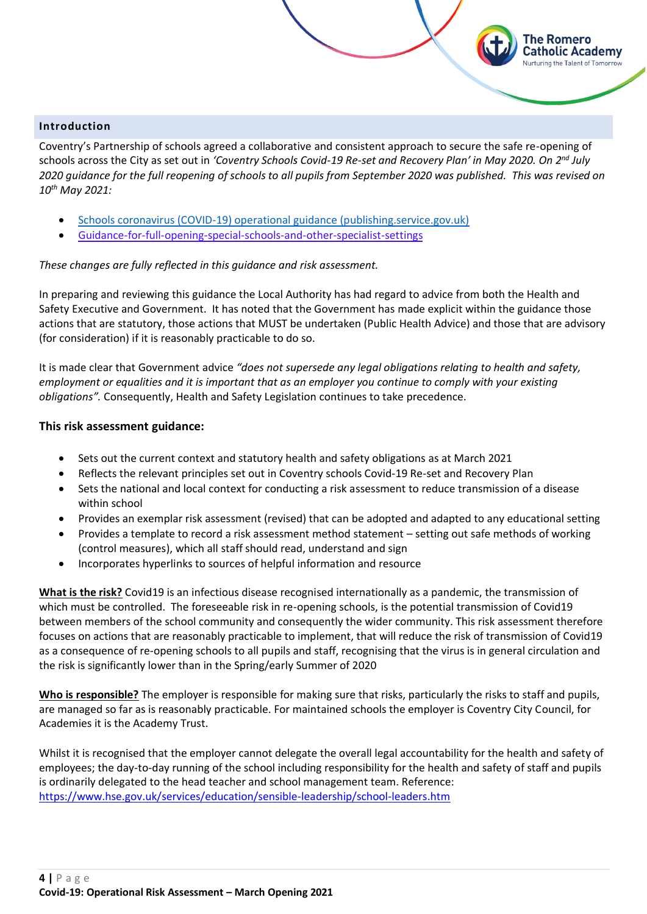## Introduction

Coventry's Partnership of schools agreed a collaborative and consistent approach to secure the safe re-opening of schools across the City as set out in *'Coventry Schools Covid-19 Re-set and Recovery Plan' in May 2020. On 2nd July 2020 guidance for the full reopening of schools to all pupils from September 2020 was published. This was revised on 10th May 2021:*

- [Schools coronavirus (COVID-19) operational guidance (publishing.service.gov.uk)]
- [Guidance-for-full-opening-special-schools-and-other-specialist-settings]

*These changes are fully reflected in this guidance and risk assessment.*

In preparing and reviewing this guidance the Local Authority has had regard to advice from both the Health and Safety Executive and Government. It has noted that the Government has made explicit within the guidance those actions that are statutory, those actions that MUST be undertaken (Public Health Advice) and those that are advisory (for consideration) if it is reasonably practicable to do so.

It is made clear that Government advice *"does not supersede any legal obligations relating to health and safety, employment or equalities and it is important that as an employer you continue to comply with your existing obligations".* Consequently, Health and Safety Legislation continues to take precedence.

### This risk assessment guidance:

- Sets out the current context and statutory health and safety obligations as at March 2021
- Reflects the relevant principles set out in Coventry schools Covid-19 Re-set and Recovery Plan
- Sets the national and local context for conducting a risk assessment to reduce transmission of a disease within school
- Provides an exemplar risk assessment (revised) that can be adopted and adapted to any educational setting
- Provides a template to record a risk assessment method statement – setting out safe methods of working (control measures), which all staff should read, understand and sign
- Incorporates hyperlinks to sources of helpful information and resource

**What is the risk?** Covid19 is an infectious disease recognised internationally as a pandemic, the transmission of which must be controlled. The foreseeable risk in re-opening schools, is the potential transmission of Covid19 between members of the school community and consequently the wider community. This risk assessment therefore focuses on actions that are reasonably practicable to implement, that will reduce the risk of transmission of Covid19 as a consequence of re-opening schools to all pupils and staff, recognising that the virus is in general circulation and the risk is significantly lower than in the Spring/early Summer of 2020

**Who is responsible?** The employer is responsible for making sure that risks, particularly the risks to staff and pupils, are managed so far as is reasonably practicable. For maintained schools the employer is Coventry City Council, for Academies it is the Academy Trust.

Whilst it is recognised that the employer cannot delegate the overall legal accountability for the health and safety of employees; the day-to-day running of the school including responsibility for the health and safety of staff and pupils is ordinarily delegated to the head teacher and school management team. Reference: https://www.hse.gov.uk/services/education/sensible-leadership/school-leaders.htm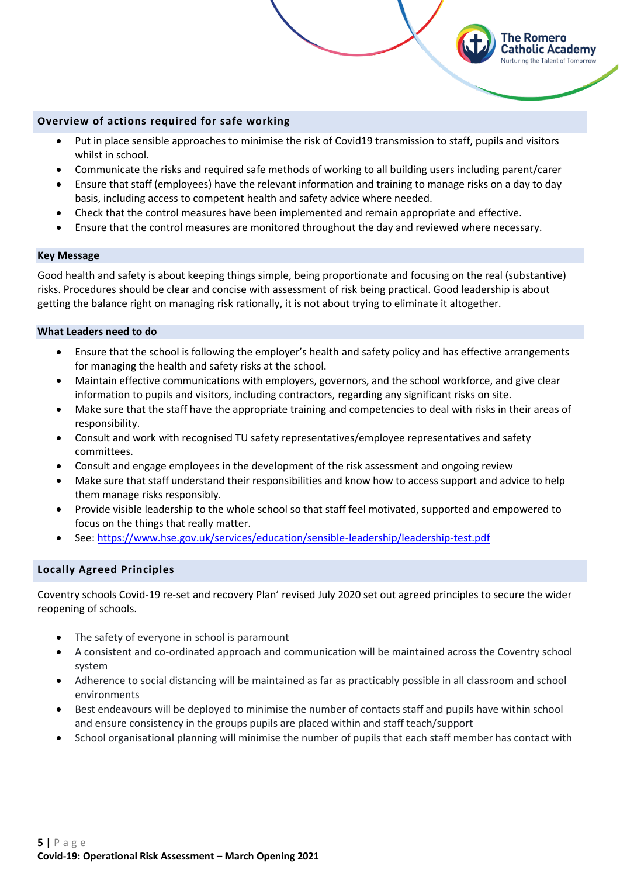## Overview of actions required for safe working

- Put in place sensible approaches to minimise the risk of Covid19 transmission to staff, pupils and visitors whilst in school.
- Communicate the risks and required safe methods of working to all building users including parent/carer
- Ensure that staff (employees) have the relevant information and training to manage risks on a day to day basis, including access to competent health and safety advice where needed.
- Check that the control measures have been implemented and remain appropriate and effective.
- Ensure that the control measures are monitored throughout the day and reviewed where necessary.

## Key Message

Good health and safety is about keeping things simple, being proportionate and focusing on the real (substantive) risks. Procedures should be clear and concise with assessment of risk being practical. Good leadership is about getting the balance right on managing risk rationally, it is not about trying to eliminate it altogether.

## What Leaders need to do

- Ensure that the school is following the employer's health and safety policy and has effective arrangements for managing the health and safety risks at the school.
- Maintain effective communications with employers, governors, and the school workforce, and give clear information to pupils and visitors, including contractors, regarding any significant risks on site.
- Make sure that the staff have the appropriate training and competencies to deal with risks in their areas of responsibility.
- Consult and work with recognised TU safety representatives/employee representatives and safety committees.
- Consult and engage employees in the development of the risk assessment and ongoing review
- Make sure that staff understand their responsibilities and know how to access support and advice to help them manage risks responsibly.
- Provide visible leadership to the whole school so that staff feel motivated, supported and empowered to focus on the things that really matter.
- See: https://www.hse.gov.uk/services/education/sensible-leadership/leadership-test.pdf

## Locally Agreed Principles

Coventry schools Covid-19 re-set and recovery Plan' revised July 2020 set out agreed principles to secure the wider reopening of schools.

- The safety of everyone in school is paramount
- A consistent and co-ordinated approach and communication will be maintained across the Coventry school system
- Adherence to social distancing will be maintained as far as practicably possible in all classroom and school environments
- Best endeavours will be deployed to minimise the number of contacts staff and pupils have within school and ensure consistency in the groups pupils are placed within and staff teach/support
- School organisational planning will minimise the number of pupils that each staff member has contact with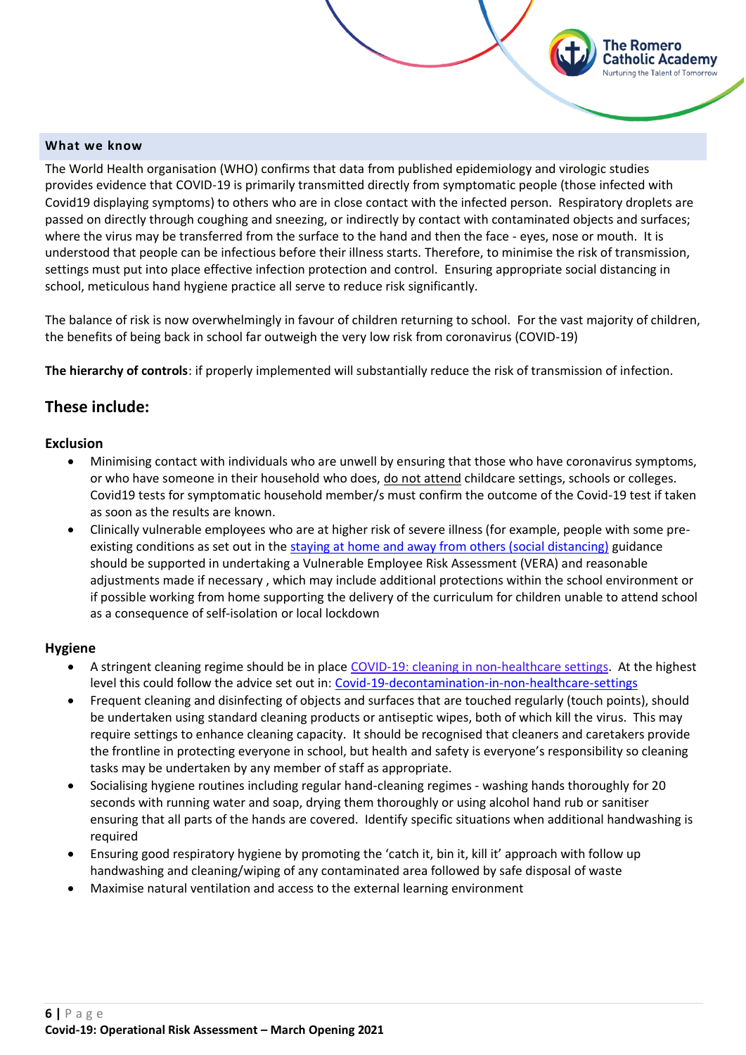## What we know

The World Health organisation (WHO) confirms that data from published epidemiology and virologic studies provides evidence that COVID-19 is primarily transmitted directly from symptomatic people (those infected with Covid19 displaying symptoms) to others who are in close contact with the infected person. Respiratory droplets are passed on directly through coughing and sneezing, or indirectly by contact with contaminated objects and surfaces; where the virus may be transferred from the surface to the hand and then the face - eyes, nose or mouth. It is understood that people can be infectious before their illness starts. Therefore, to minimise the risk of transmission, settings must put into place effective infection protection and control. Ensuring appropriate social distancing in school, meticulous hand hygiene practice all serve to reduce risk significantly.

The balance of risk is now overwhelmingly in favour of children returning to school. For the vast majority of children, the benefits of being back in school far outweigh the very low risk from coronavirus (COVID-19)

**The hierarchy of controls**: if properly implemented will substantially reduce the risk of transmission of infection.

## These include:

### Exclusion

- Minimising contact with individuals who are unwell by ensuring that those who have coronavirus symptoms, or who have someone in their household who does, do not attend childcare settings, schools or colleges. Covid19 tests for symptomatic household member/s must confirm the outcome of the Covid-19 test if taken as soon as the results are known.
- Clinically vulnerable employees who are at higher risk of severe illness (for example, people with some pre-existing conditions as set out in the staying at home and away from others (social distancing) guidance should be supported in undertaking a Vulnerable Employee Risk Assessment (VERA) and reasonable adjustments made if necessary , which may include additional protections within the school environment or if possible working from home supporting the delivery of the curriculum for children unable to attend school as a consequence of self-isolation or local lockdown

### Hygiene

- A stringent cleaning regime should be in place COVID-19: cleaning in non-healthcare settings. At the highest level this could follow the advice set out in: Covid-19-decontamination-in-non-healthcare-settings
- Frequent cleaning and disinfecting of objects and surfaces that are touched regularly (touch points), should be undertaken using standard cleaning products or antiseptic wipes, both of which kill the virus. This may require settings to enhance cleaning capacity. It should be recognised that cleaners and caretakers provide the frontline in protecting everyone in school, but health and safety is everyone's responsibility so cleaning tasks may be undertaken by any member of staff as appropriate.
- Socialising hygiene routines including regular hand-cleaning regimes - washing hands thoroughly for 20 seconds with running water and soap, drying them thoroughly or using alcohol hand rub or sanitiser ensuring that all parts of the hands are covered. Identify specific situations when additional handwashing is required
- Ensuring good respiratory hygiene by promoting the 'catch it, bin it, kill it' approach with follow up handwashing and cleaning/wiping of any contaminated area followed by safe disposal of waste
- Maximise natural ventilation and access to the external learning environment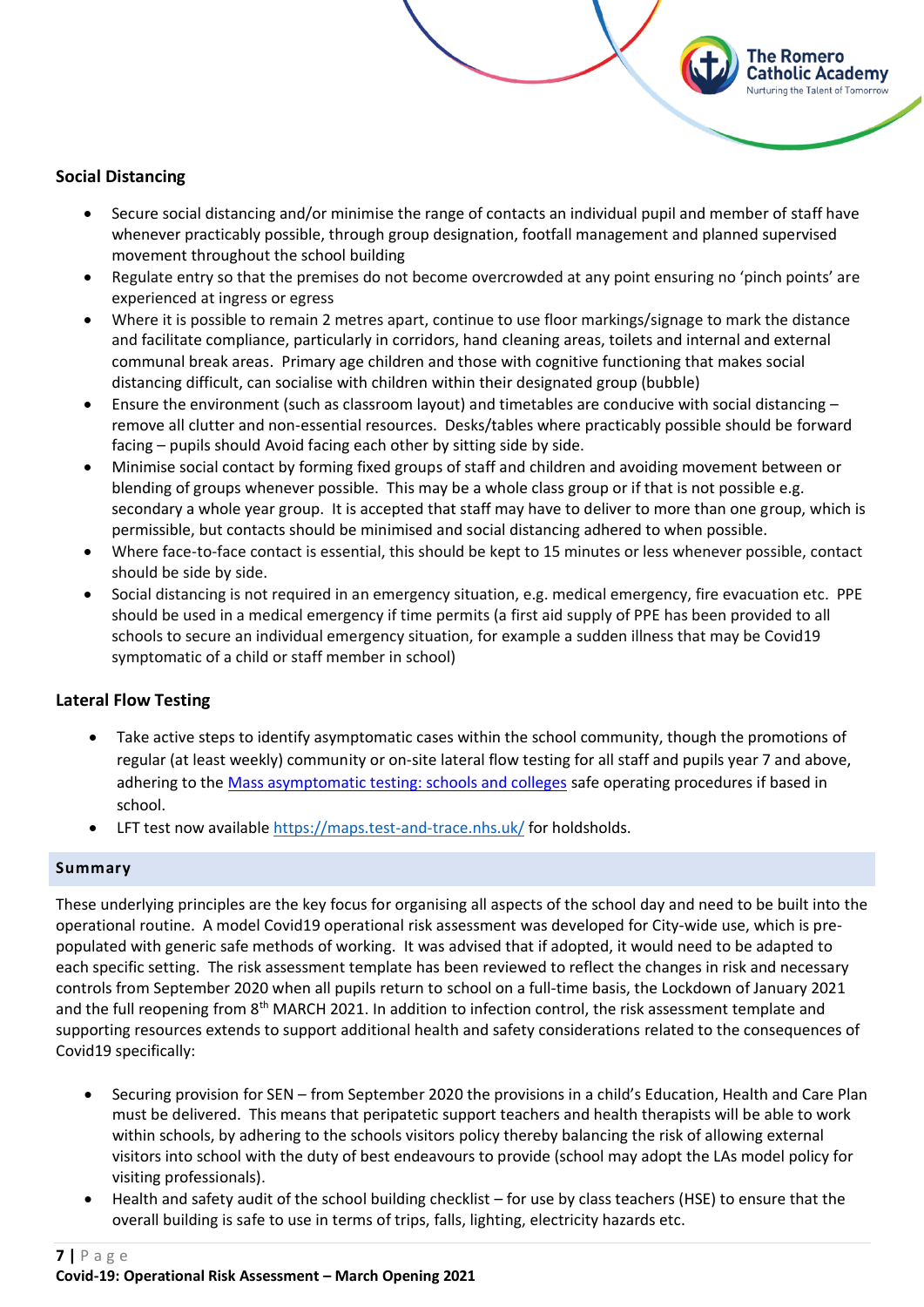## Social Distancing

- Secure social distancing and/or minimise the range of contacts an individual pupil and member of staff have whenever practicably possible, through group designation, footfall management and planned supervised movement throughout the school building
- Regulate entry so that the premises do not become overcrowded at any point ensuring no 'pinch points' are experienced at ingress or egress
- Where it is possible to remain 2 metres apart, continue to use floor markings/signage to mark the distance and facilitate compliance, particularly in corridors, hand cleaning areas, toilets and internal and external communal break areas. Primary age children and those with cognitive functioning that makes social distancing difficult, can socialise with children within their designated group (bubble)
- Ensure the environment (such as classroom layout) and timetables are conducive with social distancing – remove all clutter and non-essential resources. Desks/tables where practicably possible should be forward facing – pupils should Avoid facing each other by sitting side by side.
- Minimise social contact by forming fixed groups of staff and children and avoiding movement between or blending of groups whenever possible. This may be a whole class group or if that is not possible e.g. secondary a whole year group. It is accepted that staff may have to deliver to more than one group, which is permissible, but contacts should be minimised and social distancing adhered to when possible.
- Where face-to-face contact is essential, this should be kept to 15 minutes or less whenever possible, contact should be side by side.
- Social distancing is not required in an emergency situation, e.g. medical emergency, fire evacuation etc. PPE should be used in a medical emergency if time permits (a first aid supply of PPE has been provided to all schools to secure an individual emergency situation, for example a sudden illness that may be Covid19 symptomatic of a child or staff member in school)

## Lateral Flow Testing

- Take active steps to identify asymptomatic cases within the school community, though the promotions of regular (at least weekly) community or on-site lateral flow testing for all staff and pupils year 7 and above, adhering to the [Mass asymptomatic testing: schools and colleges](#) safe operating procedures if based in school.
- LFT test now available [https://maps.test-and-trace.nhs.uk/](https://maps.test-and-trace.nhs.uk/) for holdsholds.

## Summary

These underlying principles are the key focus for organising all aspects of the school day and need to be built into the operational routine. A model Covid19 operational risk assessment was developed for City-wide use, which is pre-populated with generic safe methods of working. It was advised that if adopted, it would need to be adapted to each specific setting. The risk assessment template has been reviewed to reflect the changes in risk and necessary controls from September 2020 when all pupils return to school on a full-time basis, the Lockdown of January 2021 and the full reopening from 8th MARCH 2021. In addition to infection control, the risk assessment template and supporting resources extends to support additional health and safety considerations related to the consequences of Covid19 specifically:

- Securing provision for SEN – from September 2020 the provisions in a child's Education, Health and Care Plan must be delivered. This means that peripatetic support teachers and health therapists will be able to work within schools, by adhering to the schools visitors policy thereby balancing the risk of allowing external visitors into school with the duty of best endeavours to provide (school may adopt the LAs model policy for visiting professionals).
- Health and safety audit of the school building checklist – for use by class teachers (HSE) to ensure that the overall building is safe to use in terms of trips, falls, lighting, electricity hazards etc.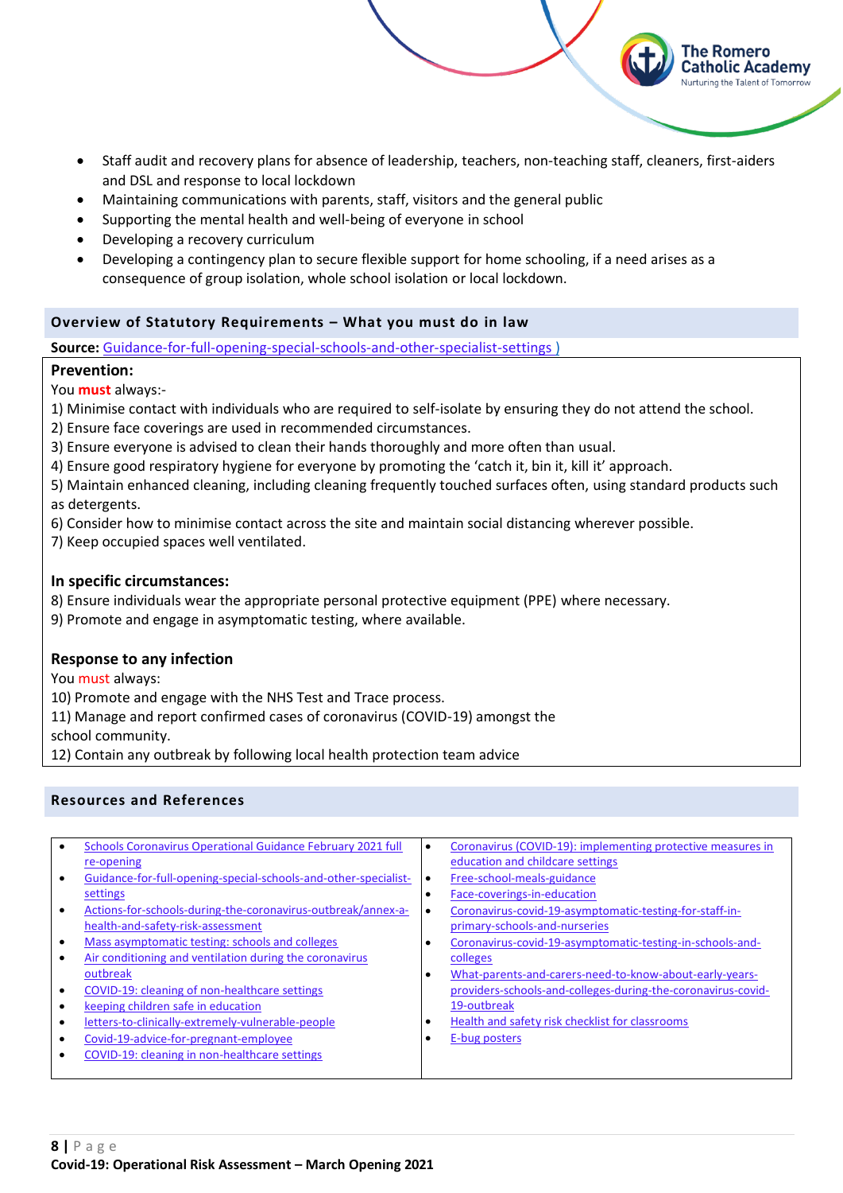- Staff audit and recovery plans for absence of leadership, teachers, non-teaching staff, cleaners, first-aiders and DSL and response to local lockdown
- Maintaining communications with parents, staff, visitors and the general public
- Supporting the mental health and well-being of everyone in school
- Developing a recovery curriculum
- Developing a contingency plan to secure flexible support for home schooling, if a need arises as a consequence of group isolation, whole school isolation or local lockdown.

## Overview of Statutory Requirements – What you must do in law

**Source:** Guidance-for-full-opening-special-schools-and-other-specialist-settings )

**Prevention:**

You **must** always:-

1) Minimise contact with individuals who are required to self-isolate by ensuring they do not attend the school.
2) Ensure face coverings are used in recommended circumstances.
3) Ensure everyone is advised to clean their hands thoroughly and more often than usual.
4) Ensure good respiratory hygiene for everyone by promoting the 'catch it, bin it, kill it' approach.
5) Maintain enhanced cleaning, including cleaning frequently touched surfaces often, using standard products such as detergents.
6) Consider how to minimise contact across the site and maintain social distancing wherever possible.
7) Keep occupied spaces well ventilated.

**In specific circumstances:**

8) Ensure individuals wear the appropriate personal protective equipment (PPE) where necessary.
9) Promote and engage in asymptomatic testing, where available.

**Response to any infection**

You must always:

10) Promote and engage with the NHS Test and Trace process.
11) Manage and report confirmed cases of coronavirus (COVID-19) amongst the school community.
12) Contain any outbreak by following local health protection team advice

## Resources and References

- Schools Coronavirus Operational Guidance February 2021 full re-opening
- Guidance-for-full-opening-special-schools-and-other-specialist-settings
- Actions-for-schools-during-the-coronavirus-outbreak/annex-a-health-and-safety-risk-assessment
- Mass asymptomatic testing: schools and colleges
- Air conditioning and ventilation during the coronavirus outbreak
- COVID-19: cleaning of non-healthcare settings
- keeping children safe in education
- letters-to-clinically-extremely-vulnerable-people
- Covid-19-advice-for-pregnant-employee
- COVID-19: cleaning in non-healthcare settings
- Coronavirus (COVID-19): implementing protective measures in education and childcare settings
- Free-school-meals-guidance
- Face-coverings-in-education
- Coronavirus-covid-19-asymptomatic-testing-for-staff-in-primary-schools-and-nurseries
- Coronavirus-covid-19-asymptomatic-testing-in-schools-and-colleges
- What-parents-and-carers-need-to-know-about-early-years-providers-schools-and-colleges-during-the-coronavirus-covid-19-outbreak
- Health and safety risk checklist for classrooms
- E-bug posters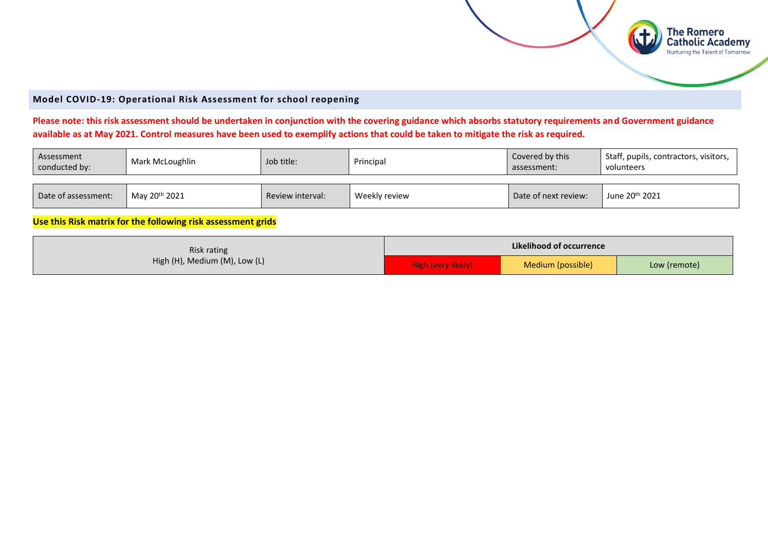**Model COVID-19: Operational Risk Assessment for school reopening**

**Please note: this risk assessment should be undertaken in conjunction with the covering guidance which absorbs statutory requirements and Government guidance available as at May 2021. Control measures have been used to exemplify actions that could be taken to mitigate the risk as required.**

| Assessment conducted by: | Mark McLoughlin | Job title: | Principal | Covered by this assessment: | Staff, pupils, contractors, visitors, volunteers |
|---|---|---|---|---|---|

| Date of assessment: | May 20th 2021 | Review interval: | Weekly review | Date of next review: | June 20th 2021 |
|---|---|---|---|---|---|

**Use this Risk matrix for the following risk assessment grids**

| Risk rating High (H), Medium (M), Low (L) | Likelihood of occurrence | | |
|---|---|---|---|
| | High (very likely) | Medium (possible) | Low (remote) |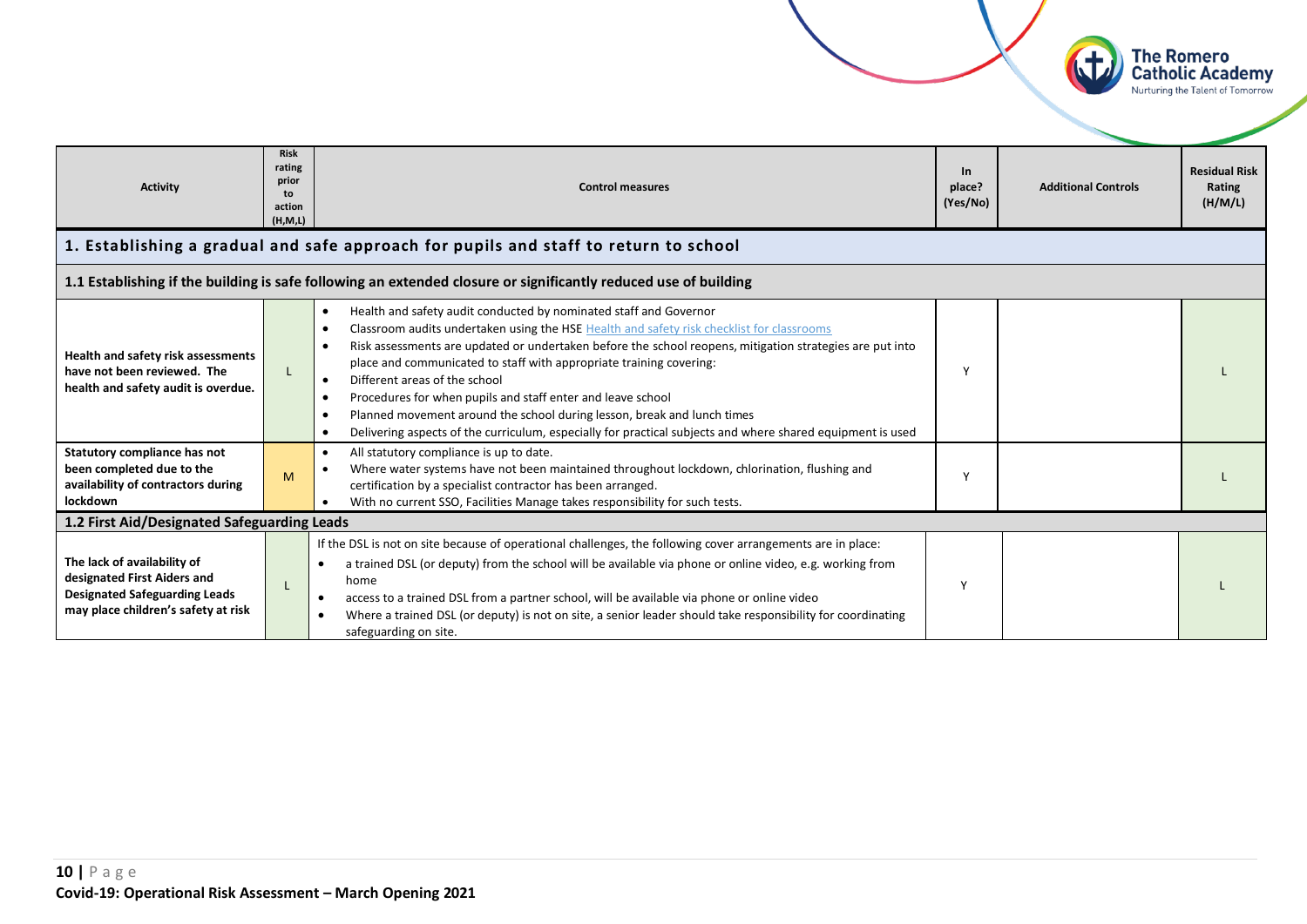| Activity | Risk rating prior to action (H,M,L) | Control measures | In place? (Yes/No) | Additional Controls | Residual Risk Rating (H/M/L) |
|---|---|---|---|---|---|
| **1. Establishing a gradual and safe approach for pupils and staff to return to school** | | | | | |
| **1.1 Establishing if the building is safe following an extended closure or significantly reduced use of building** | | | | | |
| **Health and safety risk assessments have not been reviewed. The health and safety audit is overdue.** | L | • Health and safety audit conducted by nominated staff and Governor<br>• Classroom audits undertaken using the HSE [Health and safety risk checklist for classrooms]<br>• Risk assessments are updated or undertaken before the school reopens, mitigation strategies are put into place and communicated to staff with appropriate training covering:<br>• Different areas of the school<br>• Procedures for when pupils and staff enter and leave school<br>• Planned movement around the school during lesson, break and lunch times<br>• Delivering aspects of the curriculum, especially for practical subjects and where shared equipment is used | Y | | L |
| **Statutory compliance has not been completed due to the availability of contractors during lockdown** | M | • All statutory compliance is up to date.<br>• Where water systems have not been maintained throughout lockdown, chlorination, flushing and certification by a specialist contractor has been arranged.<br>• With no current SSO, Facilities Manage takes responsibility for such tests. | Y | | L |
| **1.2 First Aid/Designated Safeguarding Leads** | | | | | |
| **The lack of availability of designated First Aiders and Designated Safeguarding Leads may place children's safety at risk** | L | If the DSL is not on site because of operational challenges, the following cover arrangements are in place:<br>• a trained DSL (or deputy) from the school will be available via phone or online video, e.g. working from home<br>• access to a trained DSL from a partner school, will be available via phone or online video<br>• Where a trained DSL (or deputy) is not on site, a senior leader should take responsibility for coordinating safeguarding on site. | Y | | L |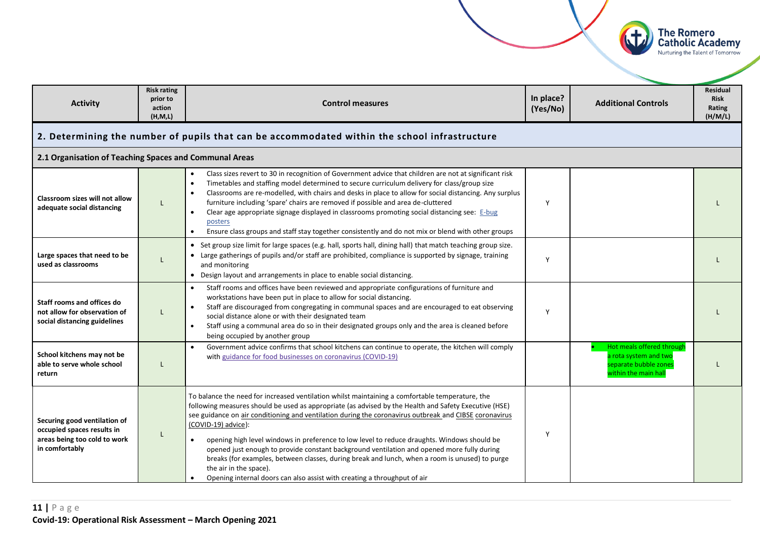| Activity | Risk rating prior to action (H,M,L) | Control measures | In place? (Yes/No) | Additional Controls | Residual Risk Rating (H/M/L) |
|---|---|---|---|---|---|
| **2. Determining the number of pupils that can be accommodated within the school infrastructure** | | | | | |
| **2.1 Organisation of Teaching Spaces and Communal Areas** | | | | | |
| **Classroom sizes will not allow adequate social distancing** | L | • Class sizes revert to 30 in recognition of Government advice that children are not at significant risk<br>• Timetables and staffing model determined to secure curriculum delivery for class/group size<br>• Classrooms are re-modelled, with chairs and desks in place to allow for social distancing. Any surplus furniture including 'spare' chairs are removed if possible and area de-cluttered<br>• Clear age appropriate signage displayed in classrooms promoting social distancing see: E-bug posters<br>• Ensure class groups and staff stay together consistently and do not mix or blend with other groups | Y | | L |
| **Large spaces that need to be used as classrooms** | L | • Set group size limit for large spaces (e.g. hall, sports hall, dining hall) that match teaching group size.<br>• Large gatherings of pupils and/or staff are prohibited, compliance is supported by signage, training and monitoring<br>• Design layout and arrangements in place to enable social distancing. | Y | | L |
| **Staff rooms and offices do not allow for observation of social distancing guidelines** | L | • Staff rooms and offices have been reviewed and appropriate configurations of furniture and workstations have been put in place to allow for social distancing.<br>• Staff are discouraged from congregating in communal spaces and are encouraged to eat observing social distance alone or with their designated team<br>• Staff using a communal area do so in their designated groups only and the area is cleaned before being occupied by another group | Y | | L |
| **School kitchens may not be able to serve whole school return** | L | • Government advice confirms that school kitchens can continue to operate, the kitchen will comply with guidance for food businesses on coronavirus (COVID-19) | | • Hot meals offered through a rota system and two separate bubble zones within the main hall | L |
| **Securing good ventilation of occupied spaces results in areas being too cold to work in comfortably** | L | To balance the need for increased ventilation whilst maintaining a comfortable temperature, the following measures should be used as appropriate (as advised by the Health and Safety Executive (HSE) see guidance on air conditioning and ventilation during the coronavirus outbreak and CIBSE coronavirus (COVID-19) advice):<br>• opening high level windows in preference to low level to reduce draughts. Windows should be opened just enough to provide constant background ventilation and opened more fully during breaks (for examples, between classes, during break and lunch, when a room is unused) to purge the air in the space).<br>• Opening internal doors can also assist with creating a throughput of air | Y | | |

**Covid-19: Operational Risk Assessment – March Opening 2021**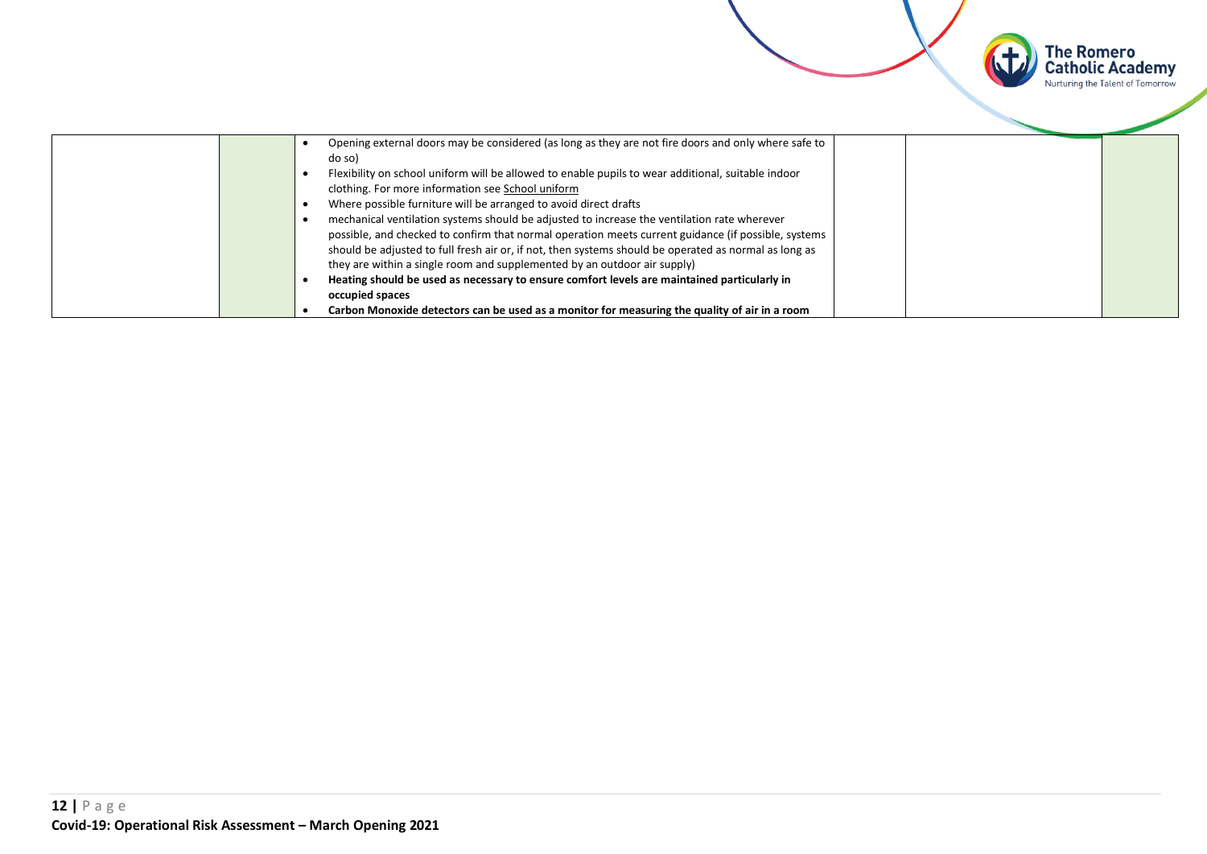|  |  |  |  |  |  |
|---|---|---|---|---|---|
|  |  | • Opening external doors may be considered (as long as they are not fire doors and only where safe to do so)<br>• Flexibility on school uniform will be allowed to enable pupils to wear additional, suitable indoor clothing. For more information see School uniform<br>• Where possible furniture will be arranged to avoid direct drafts<br>• mechanical ventilation systems should be adjusted to increase the ventilation rate wherever possible, and checked to confirm that normal operation meets current guidance (if possible, systems should be adjusted to full fresh air or, if not, then systems should be operated as normal as long as they are within a single room and supplemented by an outdoor air supply)<br>• **Heating should be used as necessary to ensure comfort levels are maintained particularly in occupied spaces**<br>• **Carbon Monoxide detectors can be used as a monitor for measuring the quality of air in a room** |  |  |  |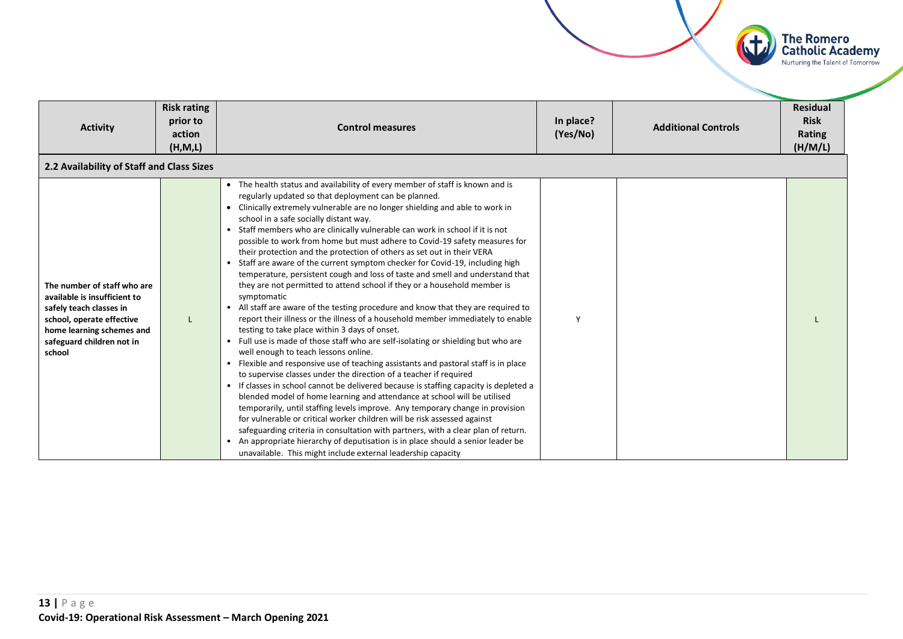| Activity | Risk rating prior to action (H,M,L) | Control measures | In place? (Yes/No) | Additional Controls | Residual Risk Rating (H/M/L) |
|---|---|---|---|---|---|
| **2.2 Availability of Staff and Class Sizes** | | | | | |
| **The number of staff who are available is insufficient to safely teach classes in school, operate effective home learning schemes and safeguard children not in school** | L | • The health status and availability of every member of staff is known and is regularly updated so that deployment can be planned.<br>• Clinically extremely vulnerable are no longer shielding and able to work in school in a safe socially distant way.<br>• Staff members who are clinically vulnerable can work in school if it is not possible to work from home but must adhere to Covid-19 safety measures for their protection and the protection of others as set out in their VERA<br>• Staff are aware of the current symptom checker for Covid-19, including high temperature, persistent cough and loss of taste and smell and understand that they are not permitted to attend school if they or a household member is symptomatic<br>• All staff are aware of the testing procedure and know that they are required to report their illness or the illness of a household member immediately to enable testing to take place within 3 days of onset.<br>• Full use is made of those staff who are self-isolating or shielding but who are well enough to teach lessons online.<br>• Flexible and responsive use of teaching assistants and pastoral staff is in place to supervise classes under the direction of a teacher if required<br>• If classes in school cannot be delivered because is staffing capacity is depleted a blended model of home learning and attendance at school will be utilised temporarily, until staffing levels improve. Any temporary change in provision for vulnerable or critical worker children will be risk assessed against safeguarding criteria in consultation with partners, with a clear plan of return.<br>• An appropriate hierarchy of deputisation is in place should a senior leader be unavailable. This might include external leadership capacity | Y | | L |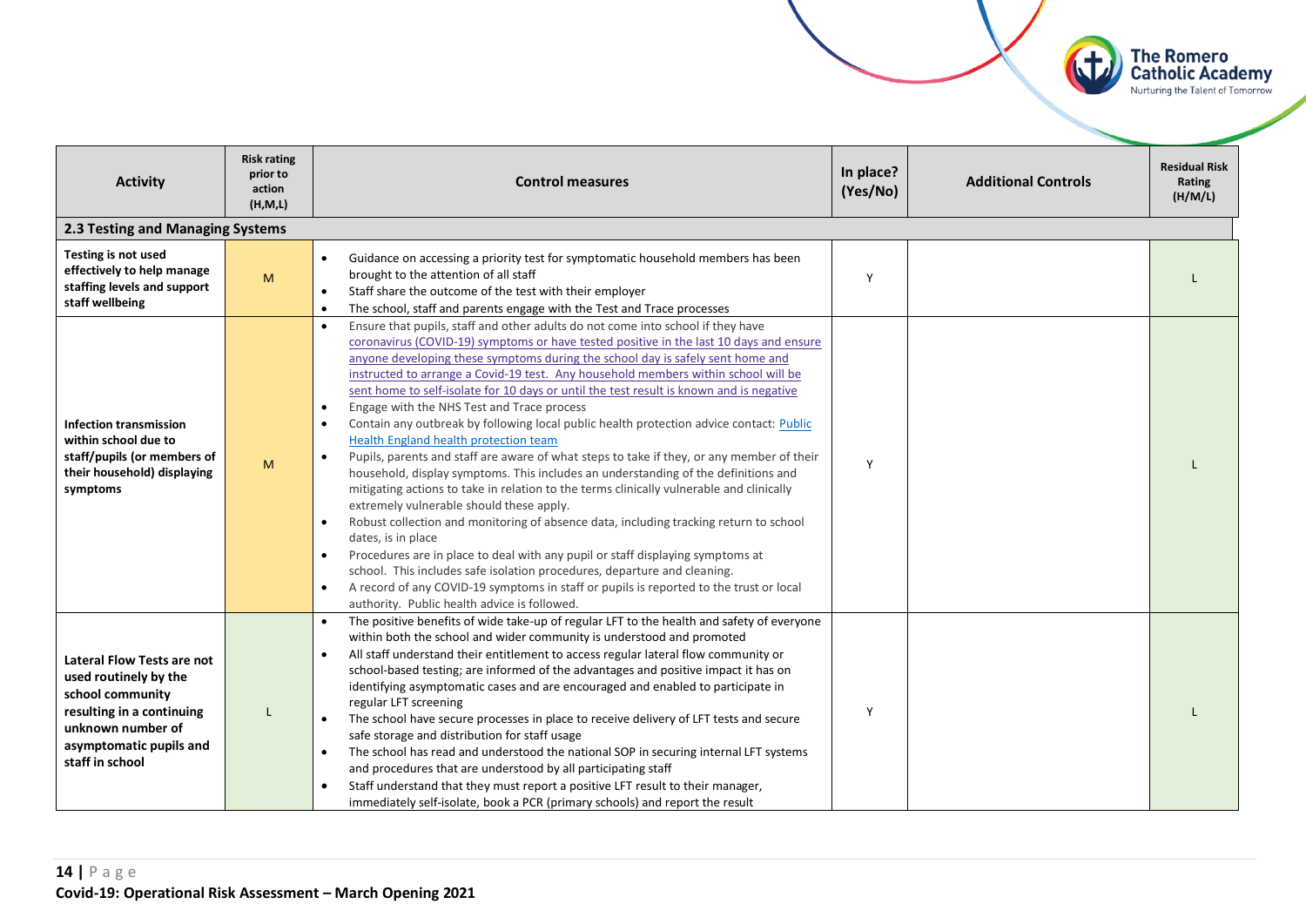| Activity | Risk rating prior to action (H,M,L) | Control measures | In place? (Yes/No) | Additional Controls | Residual Risk Rating (H/M/L) |
|---|---|---|---|---|---|
| **2.3 Testing and Managing Systems** | | | | | |
| **Testing is not used effectively to help manage staffing levels and support staff wellbeing** | M | • Guidance on accessing a priority test for symptomatic household members has been brought to the attention of all staff<br>• Staff share the outcome of the test with their employer<br>• The school, staff and parents engage with the Test and Trace processes | Y | | L |
| **Infection transmission within school due to staff/pupils (or members of their household) displaying symptoms** | M | • Ensure that pupils, staff and other adults do not come into school if they have coronavirus (COVID-19) symptoms or have tested positive in the last 10 days and ensure anyone developing these symptoms during the school day is safely sent home and instructed to arrange a Covid-19 test. Any household members within school will be sent home to self-isolate for 10 days or until the test result is known and is negative<br>• Engage with the NHS Test and Trace process<br>• Contain any outbreak by following local public health protection advice contact: Public Health England health protection team<br>• Pupils, parents and staff are aware of what steps to take if they, or any member of their household, display symptoms. This includes an understanding of the definitions and mitigating actions to take in relation to the terms clinically vulnerable and clinically extremely vulnerable should these apply.<br>• Robust collection and monitoring of absence data, including tracking return to school dates, is in place<br>• Procedures are in place to deal with any pupil or staff displaying symptoms at school. This includes safe isolation procedures, departure and cleaning.<br>• A record of any COVID-19 symptoms in staff or pupils is reported to the trust or local authority. Public health advice is followed. | Y | | L |
| **Lateral Flow Tests are not used routinely by the school community resulting in a continuing unknown number of asymptomatic pupils and staff in school** | L | • The positive benefits of wide take-up of regular LFT to the health and safety of everyone within both the school and wider community is understood and promoted<br>• All staff understand their entitlement to access regular lateral flow community or school-based testing; are informed of the advantages and positive impact it has on identifying asymptomatic cases and are encouraged and enabled to participate in regular LFT screening<br>• The school have secure processes in place to receive delivery of LFT tests and secure safe storage and distribution for staff usage<br>• The school has read and understood the national SOP in securing internal LFT systems and procedures that are understood by all participating staff<br>• Staff understand that they must report a positive LFT result to their manager, immediately self-isolate, book a PCR (primary schools) and report the result | Y | | L |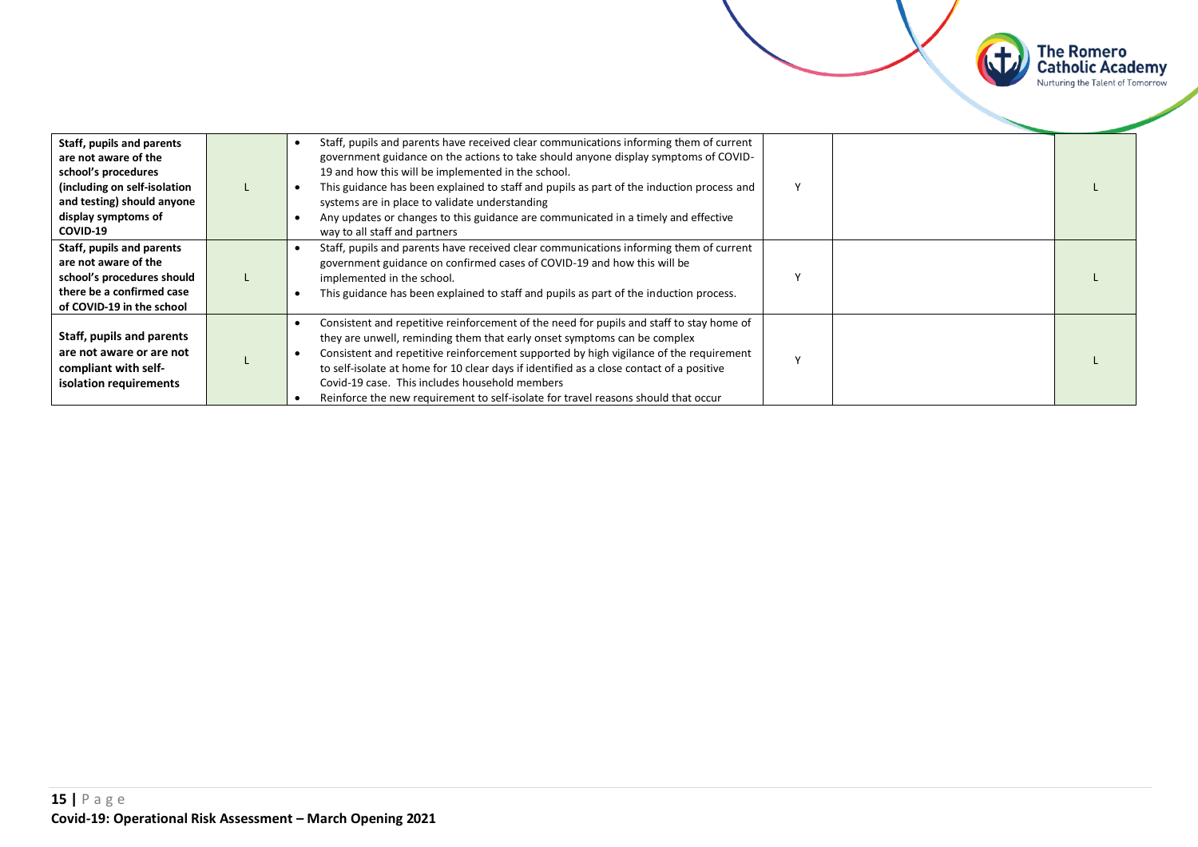| | | | | | |
|---|---|---|---|---|---|
| **Staff, pupils and parents are not aware of the school's procedures (including on self-isolation and testing) should anyone display symptoms of COVID-19** | L | • Staff, pupils and parents have received clear communications informing them of current government guidance on the actions to take should anyone display symptoms of COVID-19 and how this will be implemented in the school.<br>• This guidance has been explained to staff and pupils as part of the induction process and systems are in place to validate understanding<br>• Any updates or changes to this guidance are communicated in a timely and effective way to all staff and partners | Y | | L |
| **Staff, pupils and parents are not aware of the school's procedures should there be a confirmed case of COVID-19 in the school** | L | • Staff, pupils and parents have received clear communications informing them of current government guidance on confirmed cases of COVID-19 and how this will be implemented in the school.<br>• This guidance has been explained to staff and pupils as part of the induction process. | Y | | L |
| **Staff, pupils and parents are not aware or are not compliant with self-isolation requirements** | L | • Consistent and repetitive reinforcement of the need for pupils and staff to stay home of they are unwell, reminding them that early onset symptoms can be complex<br>• Consistent and repetitive reinforcement supported by high vigilance of the requirement to self-isolate at home for 10 clear days if identified as a close contact of a positive Covid-19 case. This includes household members<br>• Reinforce the new requirement to self-isolate for travel reasons should that occur | Y | | L |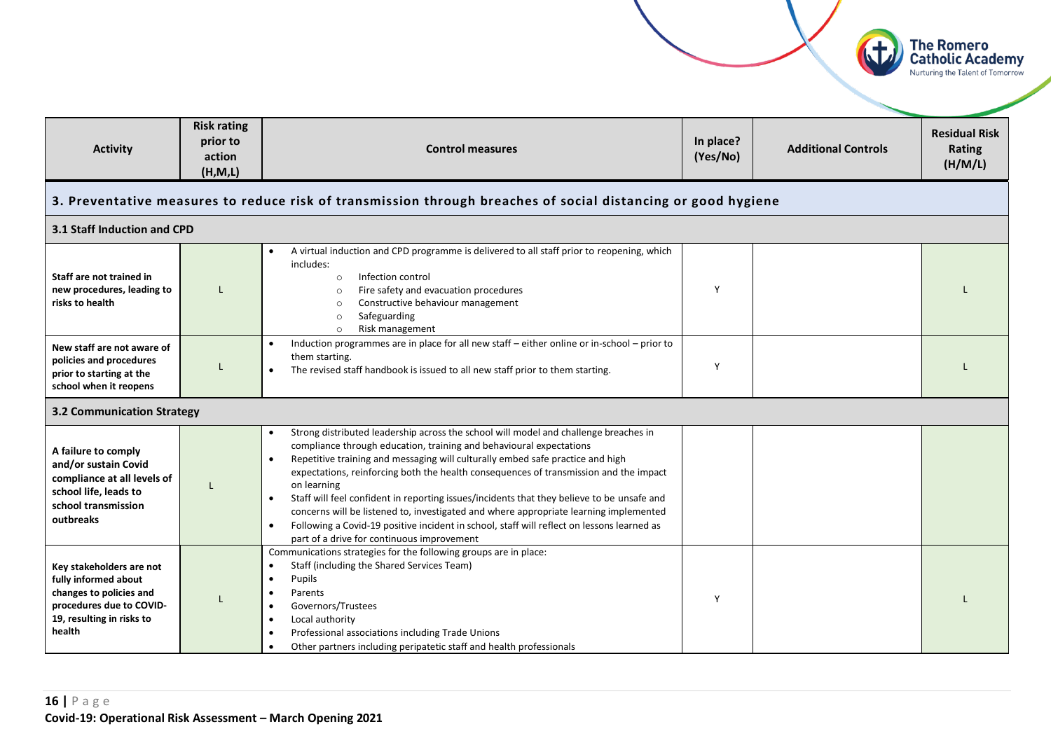| Activity | Risk rating prior to action (H,M,L) | Control measures | In place? (Yes/No) | Additional Controls | Residual Risk Rating (H/M/L) |
|---|---|---|---|---|---|
| **3. Preventative measures to reduce risk of transmission through breaches of social distancing or good hygiene** | | | | | |
| **3.1 Staff Induction and CPD** | | | | | |
| **Staff are not trained in new procedures, leading to risks to health** | L | • A virtual induction and CPD programme is delivered to all staff prior to reopening, which includes:<br>○ Infection control<br>○ Fire safety and evacuation procedures<br>○ Constructive behaviour management<br>○ Safeguarding<br>○ Risk management | Y | | L |
| **New staff are not aware of policies and procedures prior to starting at the school when it reopens** | L | • Induction programmes are in place for all new staff – either online or in-school – prior to them starting.<br>• The revised staff handbook is issued to all new staff prior to them starting. | Y | | L |
| **3.2 Communication Strategy** | | | | | |
| **A failure to comply and/or sustain Covid compliance at all levels of school life, leads to school transmission outbreaks** | L | • Strong distributed leadership across the school will model and challenge breaches in compliance through education, training and behavioural expectations<br>• Repetitive training and messaging will culturally embed safe practice and high expectations, reinforcing both the health consequences of transmission and the impact on learning<br>• Staff will feel confident in reporting issues/incidents that they believe to be unsafe and concerns will be listened to, investigated and where appropriate learning implemented<br>• Following a Covid-19 positive incident in school, staff will reflect on lessons learned as part of a drive for continuous improvement | | | |
| **Key stakeholders are not fully informed about changes to policies and procedures due to COVID-19, resulting in risks to health** | L | Communications strategies for the following groups are in place:<br>• Staff (including the Shared Services Team)<br>• Pupils<br>• Parents<br>• Governors/Trustees<br>• Local authority<br>• Professional associations including Trade Unions<br>• Other partners including peripatetic staff and health professionals | Y | | L |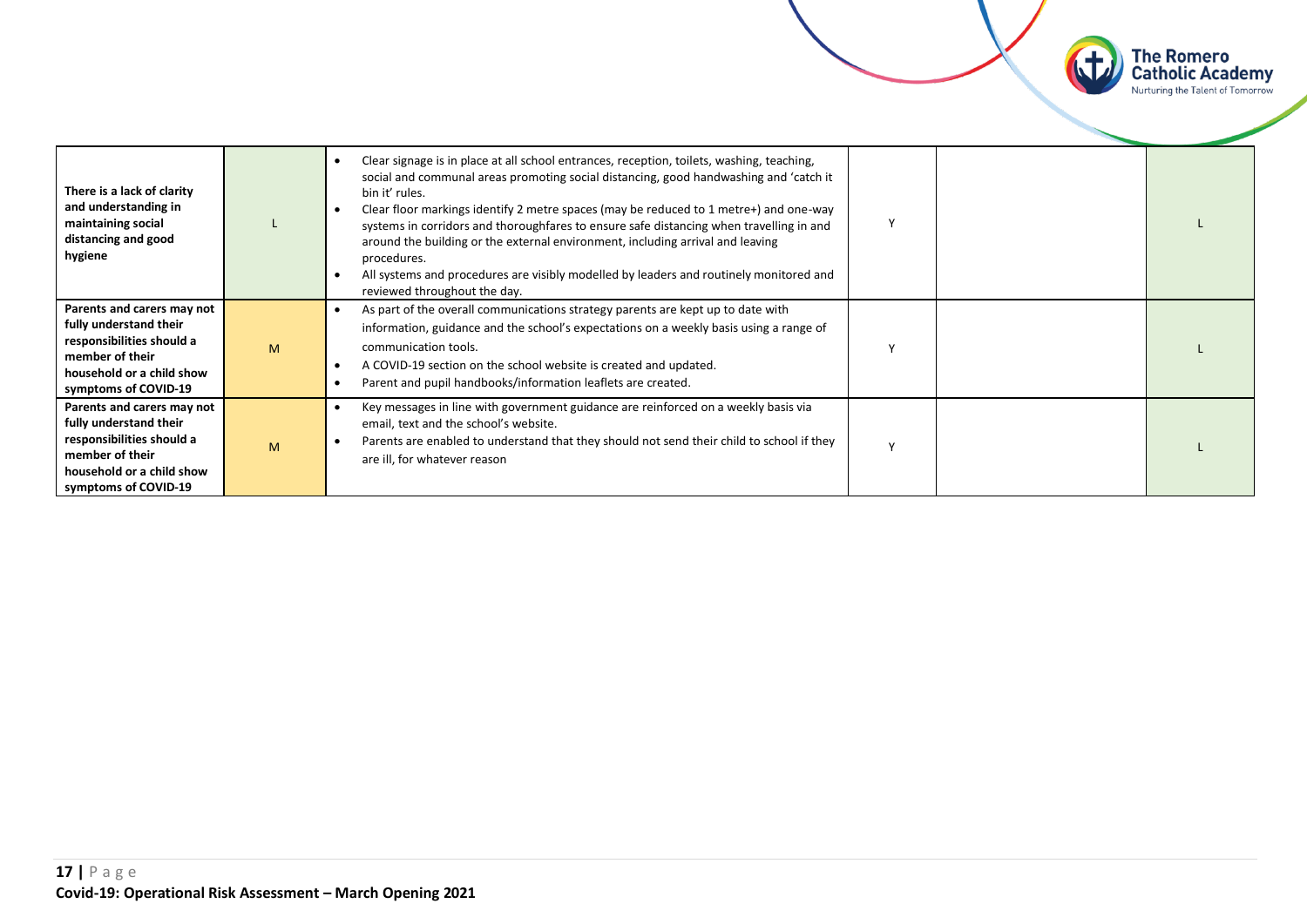| | | | | | |
|---|---|---|---|---|---|
| **There is a lack of clarity and understanding in maintaining social distancing and good hygiene** | L | • Clear signage is in place at all school entrances, reception, toilets, washing, teaching, social and communal areas promoting social distancing, good handwashing and 'catch it bin it' rules.<br>• Clear floor markings identify 2 metre spaces (may be reduced to 1 metre+) and one-way systems in corridors and thoroughfares to ensure safe distancing when travelling in and around the building or the external environment, including arrival and leaving procedures.<br>• All systems and procedures are visibly modelled by leaders and routinely monitored and reviewed throughout the day. | Y | | L |
| **Parents and carers may not fully understand their responsibilities should a member of their household or a child show symptoms of COVID-19** | M | • As part of the overall communications strategy parents are kept up to date with information, guidance and the school's expectations on a weekly basis using a range of communication tools.<br>• A COVID-19 section on the school website is created and updated.<br>• Parent and pupil handbooks/information leaflets are created. | Y | | L |
| **Parents and carers may not fully understand their responsibilities should a member of their household or a child show symptoms of COVID-19** | M | • Key messages in line with government guidance are reinforced on a weekly basis via email, text and the school's website.<br>• Parents are enabled to understand that they should not send their child to school if they are ill, for whatever reason | Y | | L |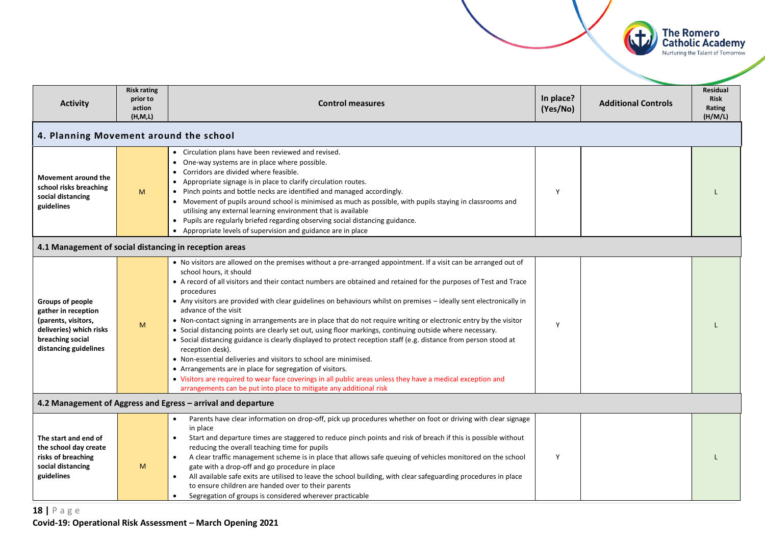| Activity | Risk rating prior to action (H,M,L) | Control measures | In place? (Yes/No) | Additional Controls | Residual Risk Rating (H/M/L) |
|---|---|---|---|---|---|
| **4. Planning Movement around the school** | | | | | |
| **Movement around the school risks breaching social distancing guidelines** | M | • Circulation plans have been reviewed and revised.<br>• One-way systems are in place where possible.<br>• Corridors are divided where feasible.<br>• Appropriate signage is in place to clarify circulation routes.<br>• Pinch points and bottle necks are identified and managed accordingly.<br>• Movement of pupils around school is minimised as much as possible, with pupils staying in classrooms and utilising any external learning environment that is available<br>• Pupils are regularly briefed regarding observing social distancing guidance.<br>• Appropriate levels of supervision and guidance are in place | Y | | L |
| **4.1 Management of social distancing in reception areas** | | | | | |
| **Groups of people gather in reception (parents, visitors, deliveries) which risks breaching social distancing guidelines** | M | • No visitors are allowed on the premises without a pre-arranged appointment. If a visit can be arranged out of school hours, it should<br>• A record of all visitors and their contact numbers are obtained and retained for the purposes of Test and Trace procedures<br>• Any visitors are provided with clear guidelines on behaviours whilst on premises – ideally sent electronically in advance of the visit<br>• Non-contact signing in arrangements are in place that do not require writing or electronic entry by the visitor<br>• Social distancing points are clearly set out, using floor markings, continuing outside where necessary.<br>• Social distancing guidance is clearly displayed to protect reception staff (e.g. distance from person stood at reception desk).<br>• Non-essential deliveries and visitors to school are minimised.<br>• Arrangements are in place for segregation of visitors.<br>• Visitors are required to wear face coverings in all public areas unless they have a medical exception and arrangements can be put into place to mitigate any additional risk | Y | | L |
| **4.2 Management of Aggress and Egress – arrival and departure** | | | | | |
| **The start and end of the school day create risks of breaching social distancing guidelines** | M | • Parents have clear information on drop-off, pick up procedures whether on foot or driving with clear signage in place<br>• Start and departure times are staggered to reduce pinch points and risk of breach if this is possible without reducing the overall teaching time for pupils<br>• A clear traffic management scheme is in place that allows safe queuing of vehicles monitored on the school gate with a drop-off and go procedure in place<br>• All available safe exits are utilised to leave the school building, with clear safeguarding procedures in place to ensure children are handed over to their parents<br>• Segregation of groups is considered wherever practicable | Y | | L |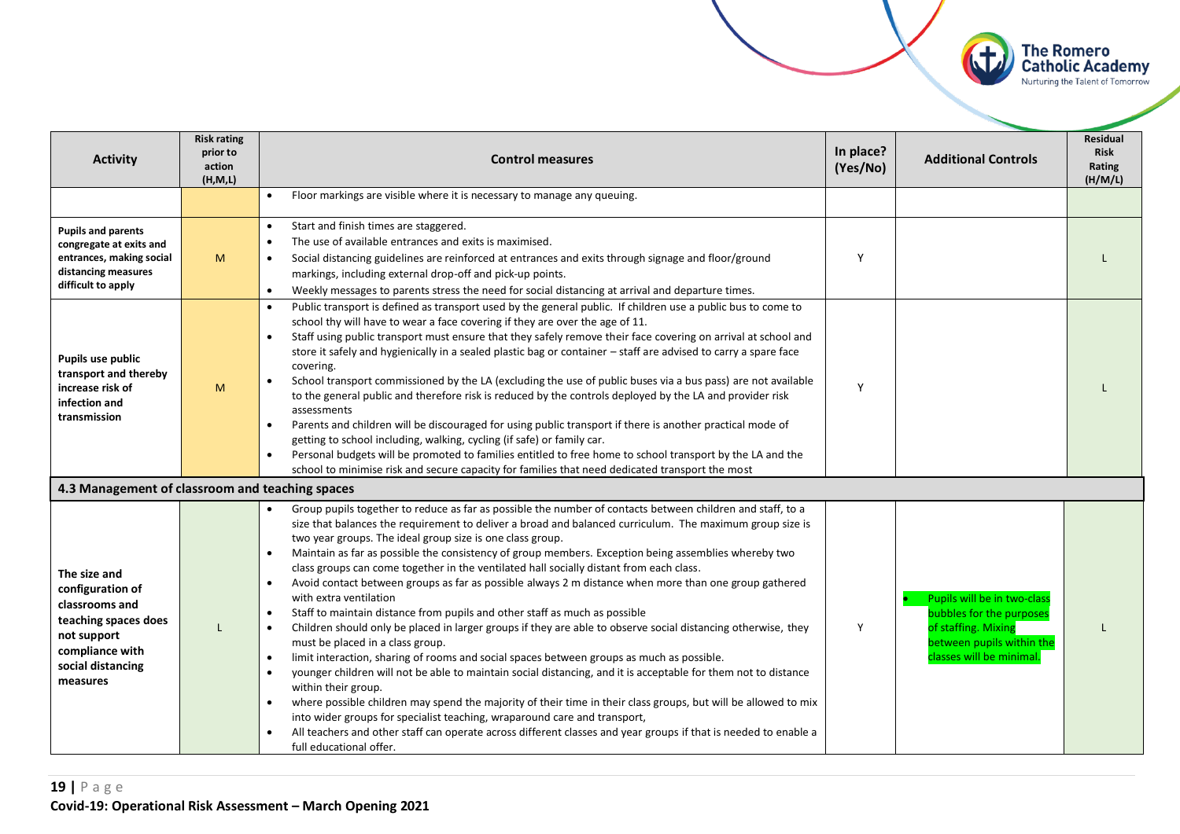| Activity | Risk rating prior to action (H,M,L) | Control measures | In place? (Yes/No) | Additional Controls | Residual Risk Rating (H/M/L) |
|---|---|---|---|---|---|
| | | • Floor markings are visible where it is necessary to manage any queuing. | | | |
| **Pupils and parents congregate at exits and entrances, making social distancing measures difficult to apply** | M | • Start and finish times are staggered.<br>• The use of available entrances and exits is maximised.<br>• Social distancing guidelines are reinforced at entrances and exits through signage and floor/ground markings, including external drop-off and pick-up points.<br>• Weekly messages to parents stress the need for social distancing at arrival and departure times. | Y | | L |
| **Pupils use public transport and thereby increase risk of infection and transmission** | M | • Public transport is defined as transport used by the general public. If children use a public bus to come to school thy will have to wear a face covering if they are over the age of 11.<br>• Staff using public transport must ensure that they safely remove their face covering on arrival at school and store it safely and hygienically in a sealed plastic bag or container – staff are advised to carry a spare face covering.<br>• School transport commissioned by the LA (excluding the use of public buses via a bus pass) are not available to the general public and therefore risk is reduced by the controls deployed by the LA and provider risk assessments<br>• Parents and children will be discouraged for using public transport if there is another practical mode of getting to school including, walking, cycling (if safe) or family car.<br>• Personal budgets will be promoted to families entitled to free home to school transport by the LA and the school to minimise risk and secure capacity for families that need dedicated transport the most | Y | | L |
| **4.3 Management of classroom and teaching spaces** | | | | | |
| **The size and configuration of classrooms and teaching spaces does not support compliance with social distancing measures** | L | • Group pupils together to reduce as far as possible the number of contacts between children and staff, to a size that balances the requirement to deliver a broad and balanced curriculum. The maximum group size is two year groups. The ideal group size is one class group.<br>• Maintain as far as possible the consistency of group members. Exception being assemblies whereby two class groups can come together in the ventilated hall socially distant from each class.<br>• Avoid contact between groups as far as possible always 2 m distance when more than one group gathered with extra ventilation<br>• Staff to maintain distance from pupils and other staff as much as possible<br>• Children should only be placed in larger groups if they are able to observe social distancing otherwise, they must be placed in a class group.<br>• limit interaction, sharing of rooms and social spaces between groups as much as possible.<br>• younger children will not be able to maintain social distancing, and it is acceptable for them not to distance within their group.<br>• where possible children may spend the majority of their time in their class groups, but will be allowed to mix into wider groups for specialist teaching, wraparound care and transport,<br>• All teachers and other staff can operate across different classes and year groups if that is needed to enable a full educational offer. | Y | • Pupils will be in two-class bubbles for the purposes of staffing. Mixing between pupils within the classes will be minimal. | L |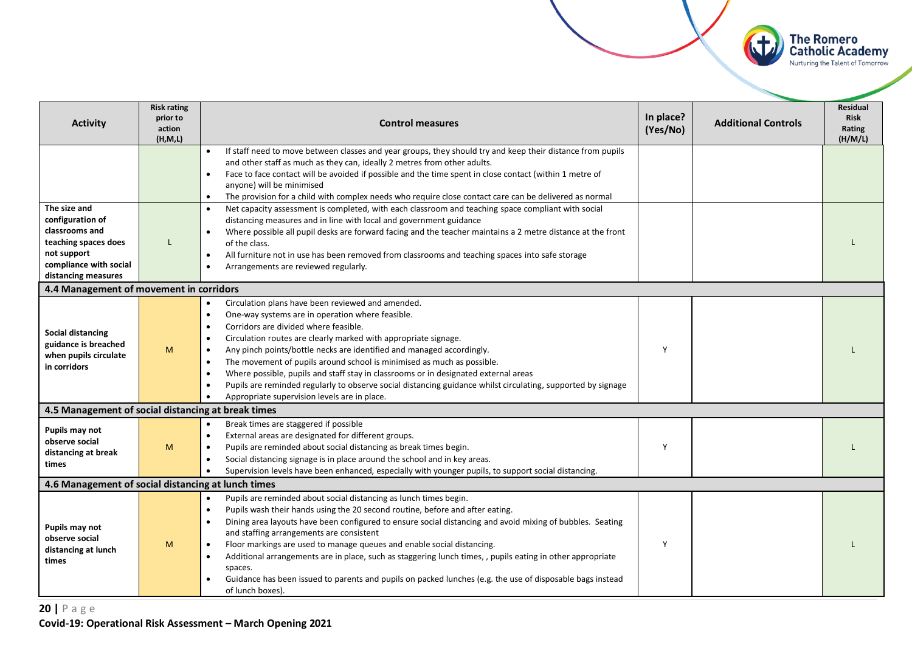| Activity | Risk rating prior to action (H,M,L) | Control measures | In place? (Yes/No) | Additional Controls | Residual Risk Rating (H/M/L) |
|---|---|---|---|---|---|
| | | • If staff need to move between classes and year groups, they should try and keep their distance from pupils and other staff as much as they can, ideally 2 metres from other adults.<br>• Face to face contact will be avoided if possible and the time spent in close contact (within 1 metre of anyone) will be minimised<br>• The provision for a child with complex needs who require close contact care can be delivered as normal | | | |
| **The size and configuration of classrooms and teaching spaces does not support compliance with social distancing measures** | L | • Net capacity assessment is completed, with each classroom and teaching space compliant with social distancing measures and in line with local and government guidance<br>• Where possible all pupil desks are forward facing and the teacher maintains a 2 metre distance at the front of the class.<br>• All furniture not in use has been removed from classrooms and teaching spaces into safe storage<br>• Arrangements are reviewed regularly. | | | L |
| **4.4 Management of movement in corridors** | | | | | |
| **Social distancing guidance is breached when pupils circulate in corridors** | M | • Circulation plans have been reviewed and amended.<br>• One-way systems are in operation where feasible.<br>• Corridors are divided where feasible.<br>• Circulation routes are clearly marked with appropriate signage.<br>• Any pinch points/bottle necks are identified and managed accordingly.<br>• The movement of pupils around school is minimised as much as possible.<br>• Where possible, pupils and staff stay in classrooms or in designated external areas<br>• Pupils are reminded regularly to observe social distancing guidance whilst circulating, supported by signage<br>• Appropriate supervision levels are in place. | Y | | L |
| **4.5 Management of social distancing at break times** | | | | | |
| **Pupils may not observe social distancing at break times** | M | • Break times are staggered if possible<br>• External areas are designated for different groups.<br>• Pupils are reminded about social distancing as break times begin.<br>• Social distancing signage is in place around the school and in key areas.<br>• Supervision levels have been enhanced, especially with younger pupils, to support social distancing. | Y | | L |
| **4.6 Management of social distancing at lunch times** | | | | | |
| **Pupils may not observe social distancing at lunch times** | M | • Pupils are reminded about social distancing as lunch times begin.<br>• Pupils wash their hands using the 20 second routine, before and after eating.<br>• Dining area layouts have been configured to ensure social distancing and avoid mixing of bubbles. Seating and staffing arrangements are consistent<br>• Floor markings are used to manage queues and enable social distancing.<br>• Additional arrangements are in place, such as staggering lunch times, , pupils eating in other appropriate spaces.<br>• Guidance has been issued to parents and pupils on packed lunches (e.g. the use of disposable bags instead of lunch boxes). | Y | | L |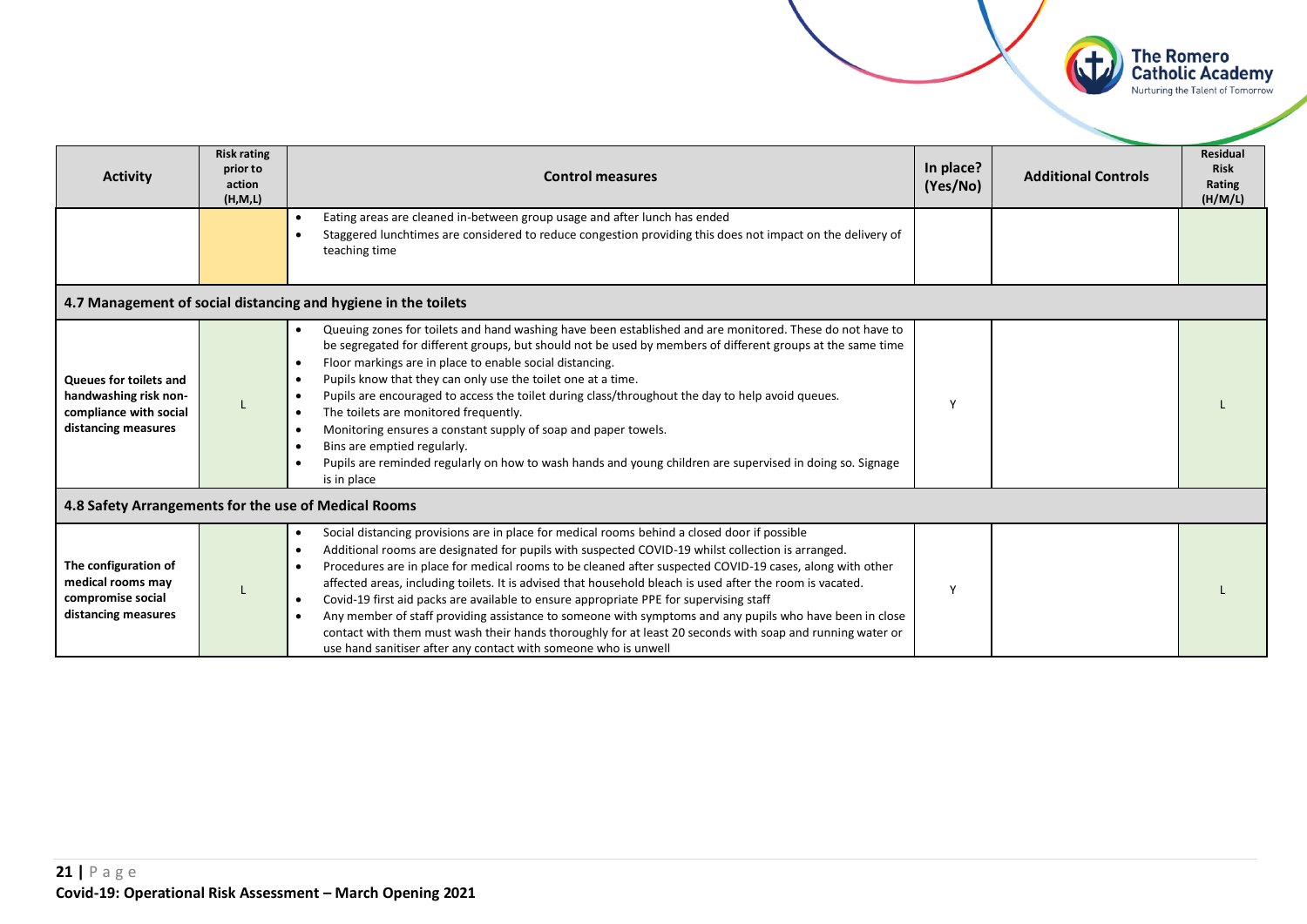| Activity | Risk rating prior to action (H,M,L) | Control measures | In place? (Yes/No) | Additional Controls | Residual Risk Rating (H/M/L) |
|---|---|---|---|---|---|
| | | • Eating areas are cleaned in-between group usage and after lunch has ended<br>• Staggered lunchtimes are considered to reduce congestion providing this does not impact on the delivery of teaching time | | | |
| **4.7 Management of social distancing and hygiene in the toilets** | | | | | |
| **Queues for toilets and handwashing risk non-compliance with social distancing measures** | L | • Queuing zones for toilets and hand washing have been established and are monitored. These do not have to be segregated for different groups, but should not be used by members of different groups at the same time<br>• Floor markings are in place to enable social distancing.<br>• Pupils know that they can only use the toilet one at a time.<br>• Pupils are encouraged to access the toilet during class/throughout the day to help avoid queues.<br>• The toilets are monitored frequently.<br>• Monitoring ensures a constant supply of soap and paper towels.<br>• Bins are emptied regularly.<br>• Pupils are reminded regularly on how to wash hands and young children are supervised in doing so. Signage is in place | Y | | L |
| **4.8 Safety Arrangements for the use of Medical Rooms** | | | | | |
| **The configuration of medical rooms may compromise social distancing measures** | L | • Social distancing provisions are in place for medical rooms behind a closed door if possible<br>• Additional rooms are designated for pupils with suspected COVID-19 whilst collection is arranged.<br>• Procedures are in place for medical rooms to be cleaned after suspected COVID-19 cases, along with other affected areas, including toilets. It is advised that household bleach is used after the room is vacated.<br>• Covid-19 first aid packs are available to ensure appropriate PPE for supervising staff<br>• Any member of staff providing assistance to someone with symptoms and any pupils who have been in close contact with them must wash their hands thoroughly for at least 20 seconds with soap and running water or use hand sanitiser after any contact with someone who is unwell | Y | | L |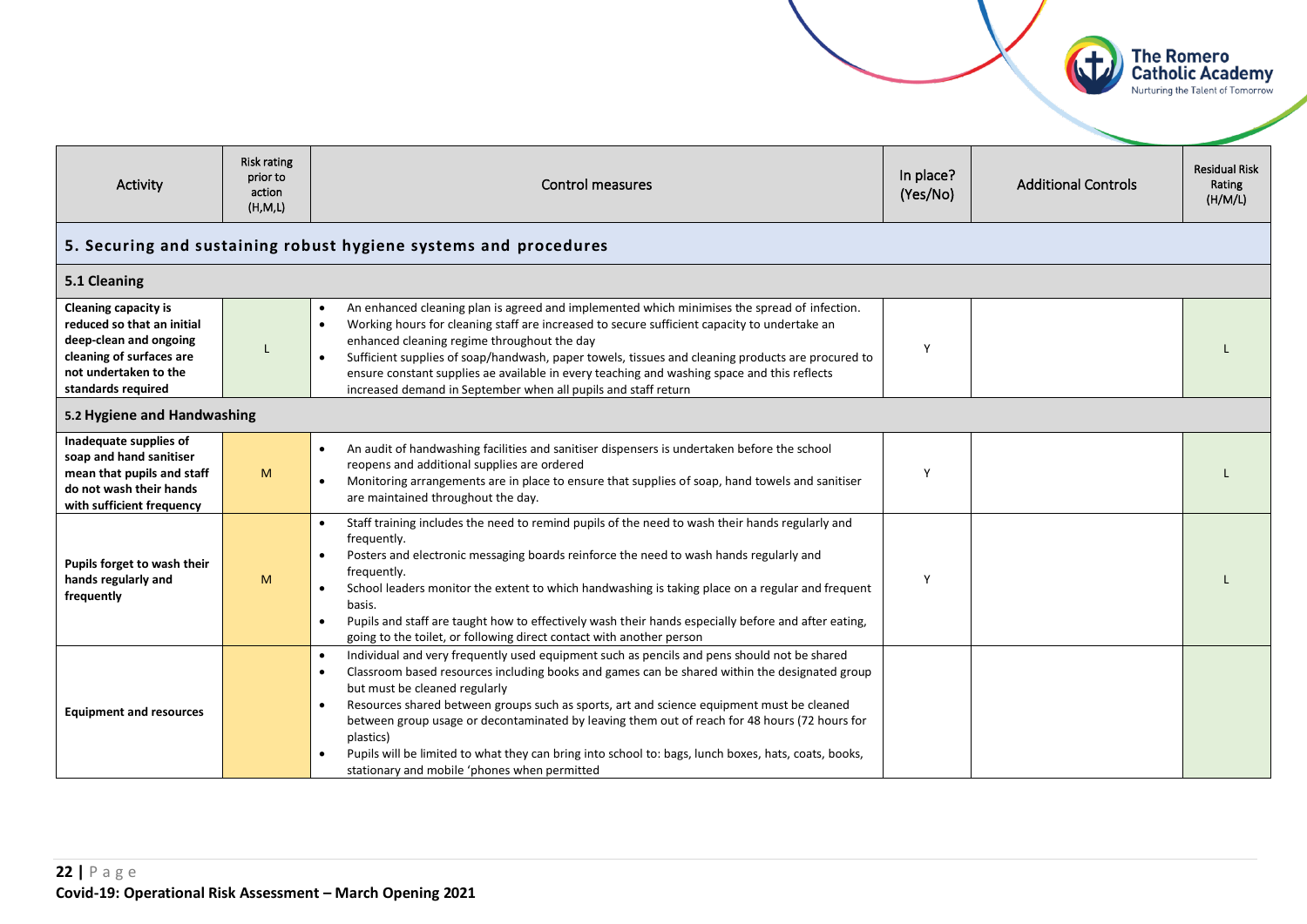| Activity | Risk rating prior to action (H,M,L) | Control measures | In place? (Yes/No) | Additional Controls | Residual Risk Rating (H/M/L) |
|---|---|---|---|---|---|
| **5. Securing and sustaining robust hygiene systems and procedures** | | | | | |
| **5.1 Cleaning** | | | | | |
| **Cleaning capacity is reduced so that an initial deep-clean and ongoing cleaning of surfaces are not undertaken to the standards required** | L | • An enhanced cleaning plan is agreed and implemented which minimises the spread of infection.<br>• Working hours for cleaning staff are increased to secure sufficient capacity to undertake an enhanced cleaning regime throughout the day<br>• Sufficient supplies of soap/handwash, paper towels, tissues and cleaning products are procured to ensure constant supplies ae available in every teaching and washing space and this reflects increased demand in September when all pupils and staff return | Y | | L |
| **5.2 Hygiene and Handwashing** | | | | | |
| **Inadequate supplies of soap and hand sanitiser mean that pupils and staff do not wash their hands with sufficient frequency** | M | • An audit of handwashing facilities and sanitiser dispensers is undertaken before the school reopens and additional supplies are ordered<br>• Monitoring arrangements are in place to ensure that supplies of soap, hand towels and sanitiser are maintained throughout the day. | Y | | L |
| **Pupils forget to wash their hands regularly and frequently** | M | • Staff training includes the need to remind pupils of the need to wash their hands regularly and frequently.<br>• Posters and electronic messaging boards reinforce the need to wash hands regularly and frequently.<br>• School leaders monitor the extent to which handwashing is taking place on a regular and frequent basis.<br>• Pupils and staff are taught how to effectively wash their hands especially before and after eating, going to the toilet, or following direct contact with another person | Y | | L |
| **Equipment and resources** | | • Individual and very frequently used equipment such as pencils and pens should not be shared<br>• Classroom based resources including books and games can be shared within the designated group but must be cleaned regularly<br>• Resources shared between groups such as sports, art and science equipment must be cleaned between group usage or decontaminated by leaving them out of reach for 48 hours (72 hours for plastics)<br>• Pupils will be limited to what they can bring into school to: bags, lunch boxes, hats, coats, books, stationary and mobile 'phones when permitted | | | |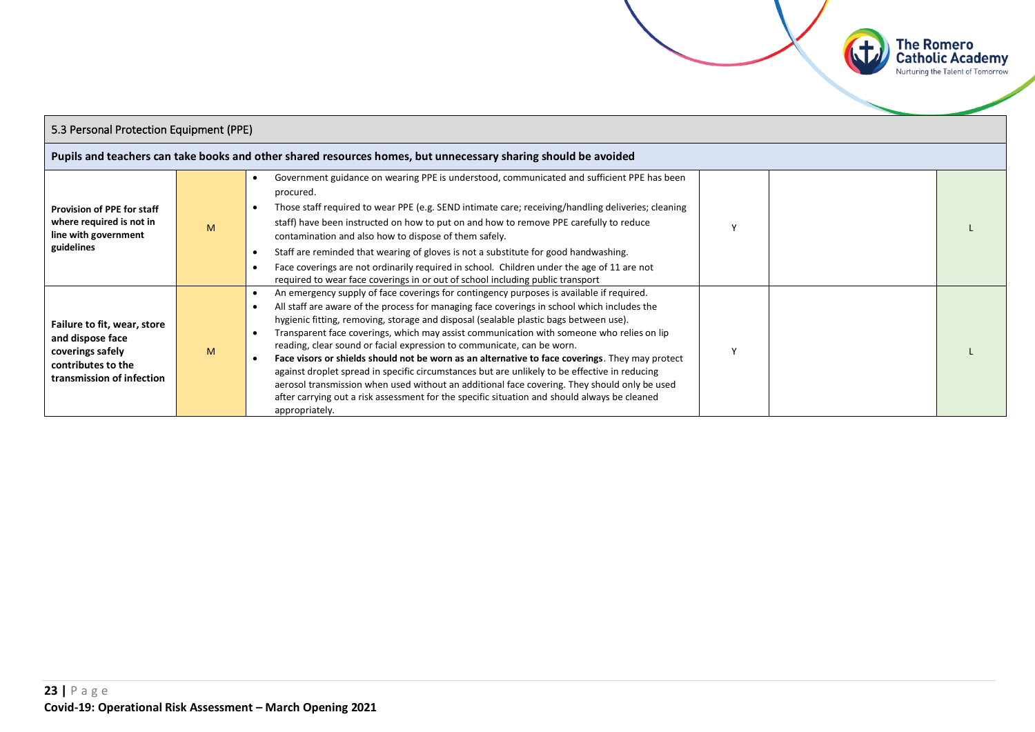## 5.3 Personal Protection Equipment (PPE)

**Pupils and teachers can take books and other shared resources homes, but unnecessary sharing should be avoided**

| | | | | | |
|---|---|---|---|---|---|
| **Provision of PPE for staff where required is not in line with government guidelines** | M | • Government guidance on wearing PPE is understood, communicated and sufficient PPE has been procured.<br>• Those staff required to wear PPE (e.g. SEND intimate care; receiving/handling deliveries; cleaning staff) have been instructed on how to put on and how to remove PPE carefully to reduce contamination and also how to dispose of them safely.<br>• Staff are reminded that wearing of gloves is not a substitute for good handwashing.<br>• Face coverings are not ordinarily required in school. Children under the age of 11 are not required to wear face coverings in or out of school including public transport | Y | | L |
| **Failure to fit, wear, store and dispose face coverings safely contributes to the transmission of infection** | M | • An emergency supply of face coverings for contingency purposes is available if required.<br>• All staff are aware of the process for managing face coverings in school which includes the hygienic fitting, removing, storage and disposal (sealable plastic bags between use).<br>• Transparent face coverings, which may assist communication with someone who relies on lip reading, clear sound or facial expression to communicate, can be worn.<br>• **Face visors or shields should not be worn as an alternative to face coverings**. They may protect against droplet spread in specific circumstances but are unlikely to be effective in reducing aerosol transmission when used without an additional face covering. They should only be used after carrying out a risk assessment for the specific situation and should always be cleaned appropriately. | Y | | L |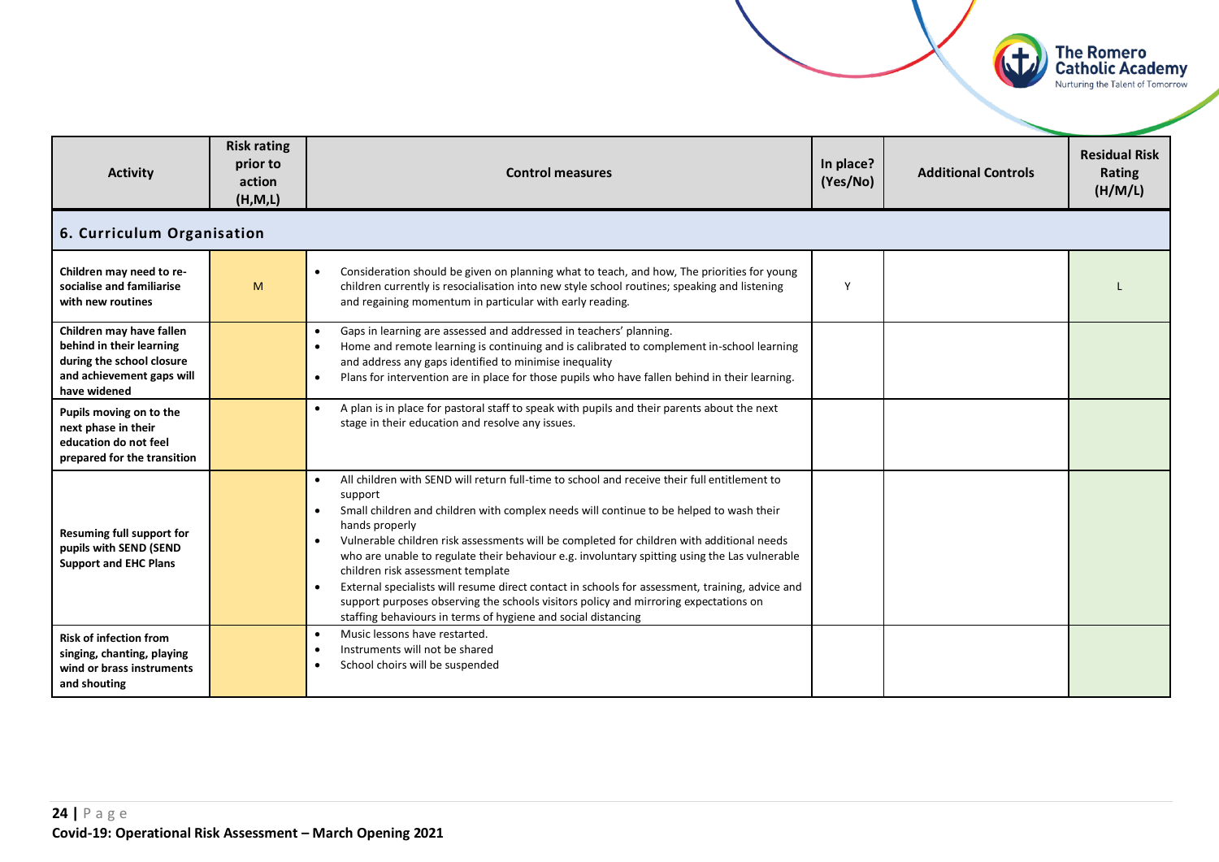| Activity | Risk rating prior to action (H,M,L) | Control measures | In place? (Yes/No) | Additional Controls | Residual Risk Rating (H/M/L) |
|---|---|---|---|---|---|
| **6. Curriculum Organisation** | | | | | |
| **Children may need to re-socialise and familiarise with new routines** | M | • Consideration should be given on planning what to teach, and how, The priorities for young children currently is resocialisation into new style school routines; speaking and listening and regaining momentum in particular with early reading. | Y | | L |
| **Children may have fallen behind in their learning during the school closure and achievement gaps will have widened** | | • Gaps in learning are assessed and addressed in teachers' planning.<br>• Home and remote learning is continuing and is calibrated to complement in-school learning and address any gaps identified to minimise inequality<br>• Plans for intervention are in place for those pupils who have fallen behind in their learning. | | | |
| **Pupils moving on to the next phase in their education do not feel prepared for the transition** | | • A plan is in place for pastoral staff to speak with pupils and their parents about the next stage in their education and resolve any issues. | | | |
| **Resuming full support for pupils with SEND (SEND Support and EHC Plans** | | • All children with SEND will return full-time to school and receive their full entitlement to support<br>• Small children and children with complex needs will continue to be helped to wash their hands properly<br>• Vulnerable children risk assessments will be completed for children with additional needs who are unable to regulate their behaviour e.g. involuntary spitting using the Las vulnerable children risk assessment template<br>• External specialists will resume direct contact in schools for assessment, training, advice and support purposes observing the schools visitors policy and mirroring expectations on staffing behaviours in terms of hygiene and social distancing | | | |
| **Risk of infection from singing, chanting, playing wind or brass instruments and shouting** | | • Music lessons have restarted.<br>• Instruments will not be shared<br>• School choirs will be suspended | | | |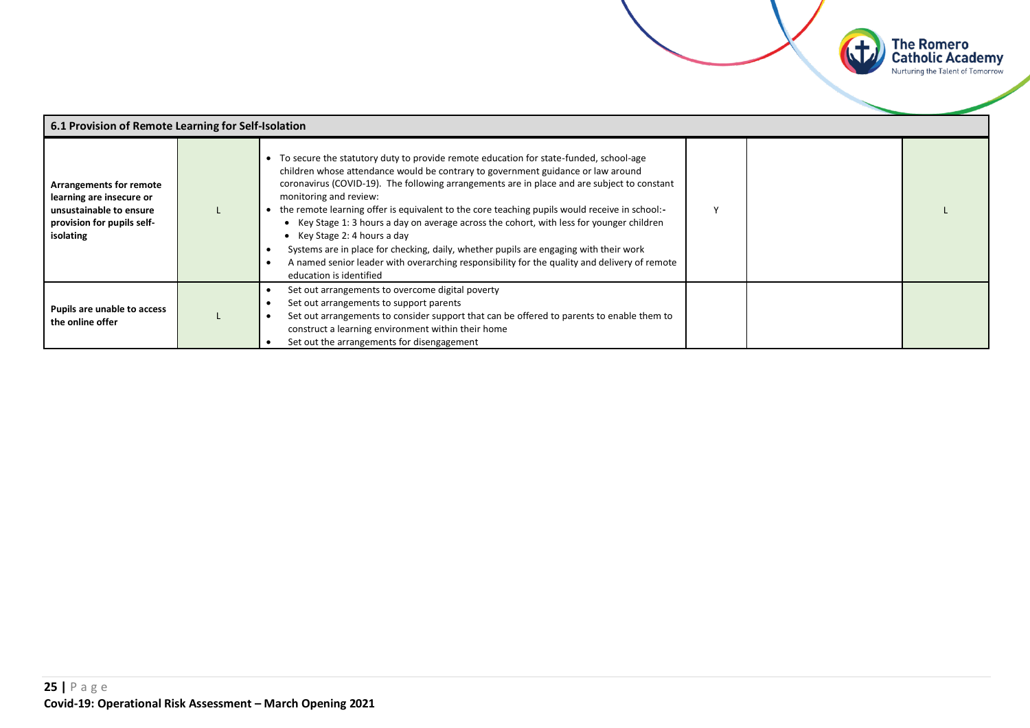| 6.1 Provision of Remote Learning for Self-Isolation | | | | | |
|---|---|---|---|---|---|
| **Arrangements for remote learning are insecure or unsustainable to ensure provision for pupils self-isolating** | L | • To secure the statutory duty to provide remote education for state-funded, school-age children whose attendance would be contrary to government guidance or law around coronavirus (COVID-19). The following arrangements are in place and are subject to constant monitoring and review:<br>• the remote learning offer is equivalent to the core teaching pupils would receive in school:-<br>  • Key Stage 1: 3 hours a day on average across the cohort, with less for younger children<br>  • Key Stage 2: 4 hours a day<br>• Systems are in place for checking, daily, whether pupils are engaging with their work<br>• A named senior leader with overarching responsibility for the quality and delivery of remote education is identified | Y | | L |
| **Pupils are unable to access the online offer** | L | • Set out arrangements to overcome digital poverty<br>• Set out arrangements to support parents<br>• Set out arrangements to consider support that can be offered to parents to enable them to construct a learning environment within their home<br>• Set out the arrangements for disengagement | | | |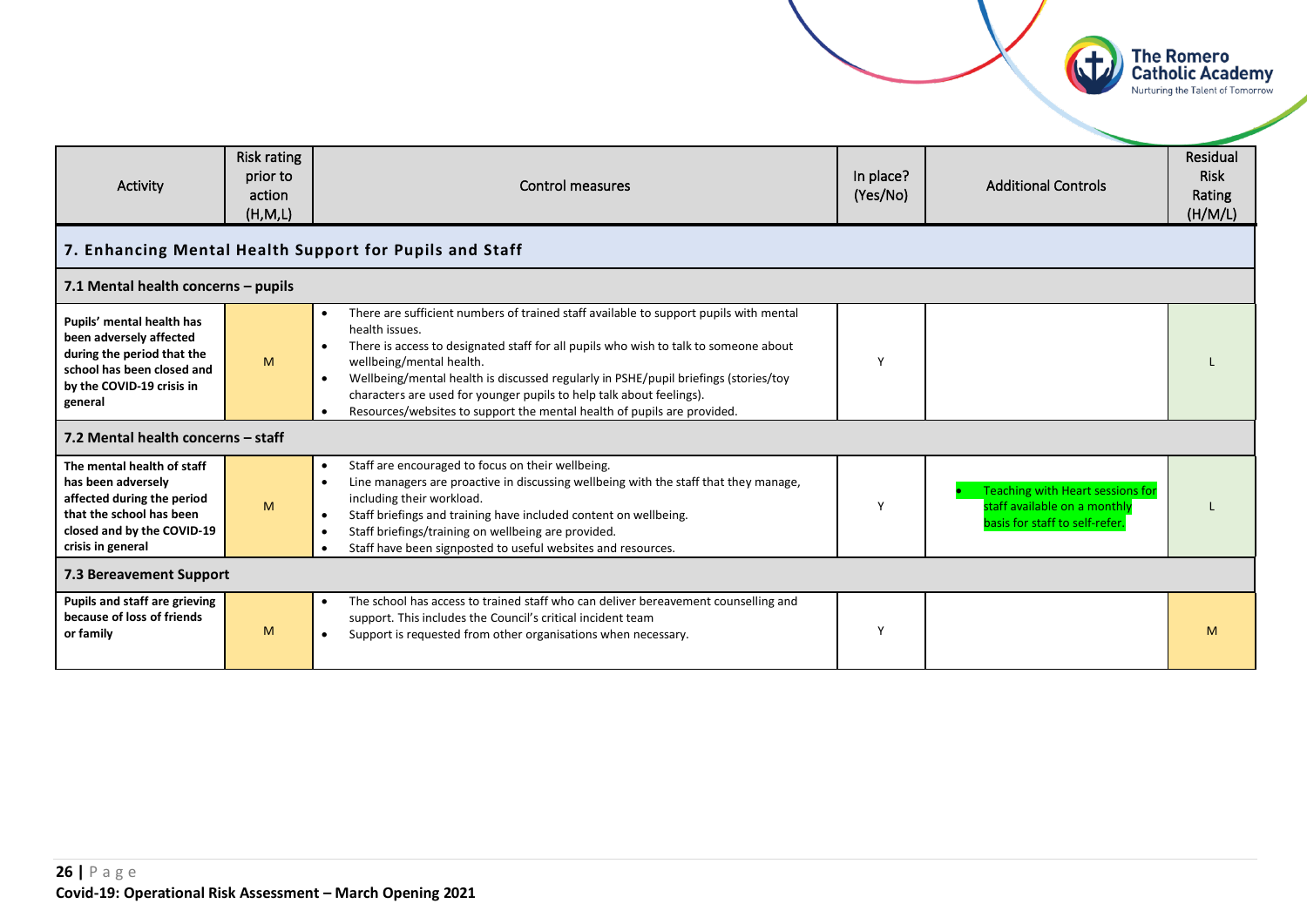| Activity | Risk rating prior to action (H,M,L) | Control measures | In place? (Yes/No) | Additional Controls | Residual Risk Rating (H/M/L) |
|---|---|---|---|---|---|
| **7. Enhancing Mental Health Support for Pupils and Staff** | | | | | |
| **7.1 Mental health concerns – pupils** | | | | | |
| **Pupils' mental health has been adversely affected during the period that the school has been closed and by the COVID-19 crisis in general** | M | • There are sufficient numbers of trained staff available to support pupils with mental health issues.<br>• There is access to designated staff for all pupils who wish to talk to someone about wellbeing/mental health.<br>• Wellbeing/mental health is discussed regularly in PSHE/pupil briefings (stories/toy characters are used for younger pupils to help talk about feelings).<br>• Resources/websites to support the mental health of pupils are provided. | Y | | L |
| **7.2 Mental health concerns – staff** | | | | | |
| **The mental health of staff has been adversely affected during the period that the school has been closed and by the COVID-19 crisis in general** | M | • Staff are encouraged to focus on their wellbeing.<br>• Line managers are proactive in discussing wellbeing with the staff that they manage, including their workload.<br>• Staff briefings and training have included content on wellbeing.<br>• Staff briefings/training on wellbeing are provided.<br>• Staff have been signposted to useful websites and resources. | Y | • Teaching with Heart sessions for staff available on a monthly basis for staff to self-refer. | L |
| **7.3 Bereavement Support** | | | | | |
| **Pupils and staff are grieving because of loss of friends or family** | M | • The school has access to trained staff who can deliver bereavement counselling and support. This includes the Council's critical incident team<br>• Support is requested from other organisations when necessary. | Y | | M |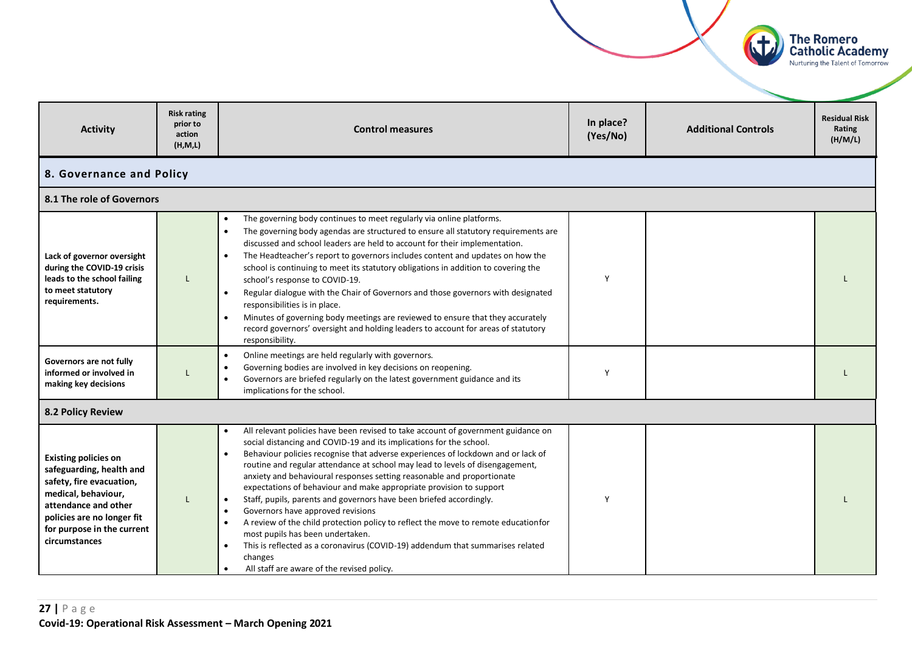| Activity | Risk rating prior to action (H,M,L) | Control measures | In place? (Yes/No) | Additional Controls | Residual Risk Rating (H/M/L) |
|---|---|---|---|---|---|
| **8. Governance and Policy** | | | | | |
| **8.1 The role of Governors** | | | | | |
| **Lack of governor oversight during the COVID-19 crisis leads to the school failing to meet statutory requirements.** | L | • The governing body continues to meet regularly via online platforms.<br>• The governing body agendas are structured to ensure all statutory requirements are discussed and school leaders are held to account for their implementation.<br>• The Headteacher's report to governors includes content and updates on how the school is continuing to meet its statutory obligations in addition to covering the school's response to COVID-19.<br>• Regular dialogue with the Chair of Governors and those governors with designated responsibilities is in place.<br>• Minutes of governing body meetings are reviewed to ensure that they accurately record governors' oversight and holding leaders to account for areas of statutory responsibility. | Y | | L |
| **Governors are not fully informed or involved in making key decisions** | L | • Online meetings are held regularly with governors.<br>• Governing bodies are involved in key decisions on reopening.<br>• Governors are briefed regularly on the latest government guidance and its implications for the school. | Y | | L |
| **8.2 Policy Review** | | | | | |
| **Existing policies on safeguarding, health and safety, fire evacuation, medical, behaviour, attendance and other policies are no longer fit for purpose in the current circumstances** | L | • All relevant policies have been revised to take account of government guidance on social distancing and COVID-19 and its implications for the school.<br>• Behaviour policies recognise that adverse experiences of lockdown and or lack of routine and regular attendance at school may lead to levels of disengagement, anxiety and behavioural responses setting reasonable and proportionate expectations of behaviour and make appropriate provision to support<br>• Staff, pupils, parents and governors have been briefed accordingly.<br>• Governors have approved revisions<br>• A review of the child protection policy to reflect the move to remote educationfor most pupils has been undertaken.<br>• This is reflected as a coronavirus (COVID-19) addendum that summarises related changes<br>• All staff are aware of the revised policy. | Y | | L |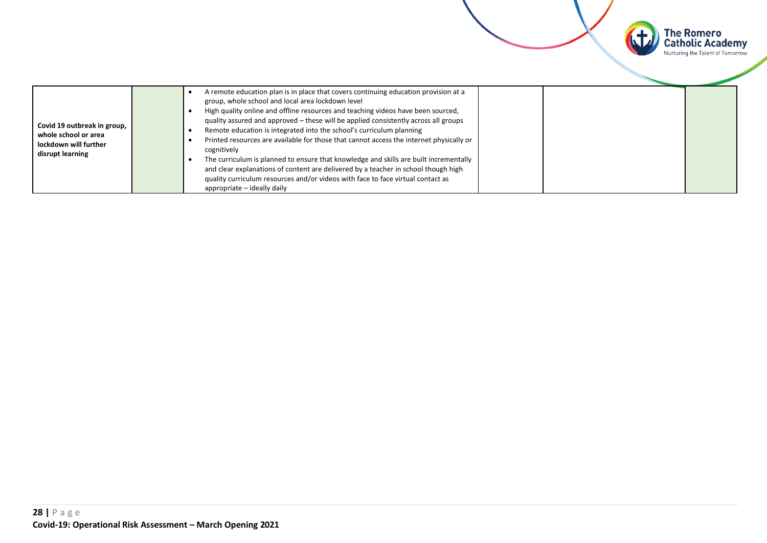| | | | | | |
|---|---|---|---|---|---|
| **Covid 19 outbreak in group, whole school or area lockdown will further disrupt learning** | | • A remote education plan is in place that covers continuing education provision at a group, whole school and local area lockdown level<br>• High quality online and offline resources and teaching videos have been sourced, quality assured and approved – these will be applied consistently across all groups<br>• Remote education is integrated into the school's curriculum planning<br>• Printed resources are available for those that cannot access the internet physically or cognitively<br>• The curriculum is planned to ensure that knowledge and skills are built incrementally and clear explanations of content are delivered by a teacher in school though high quality curriculum resources and/or videos with face to face virtual contact as appropriate – ideally daily | | | |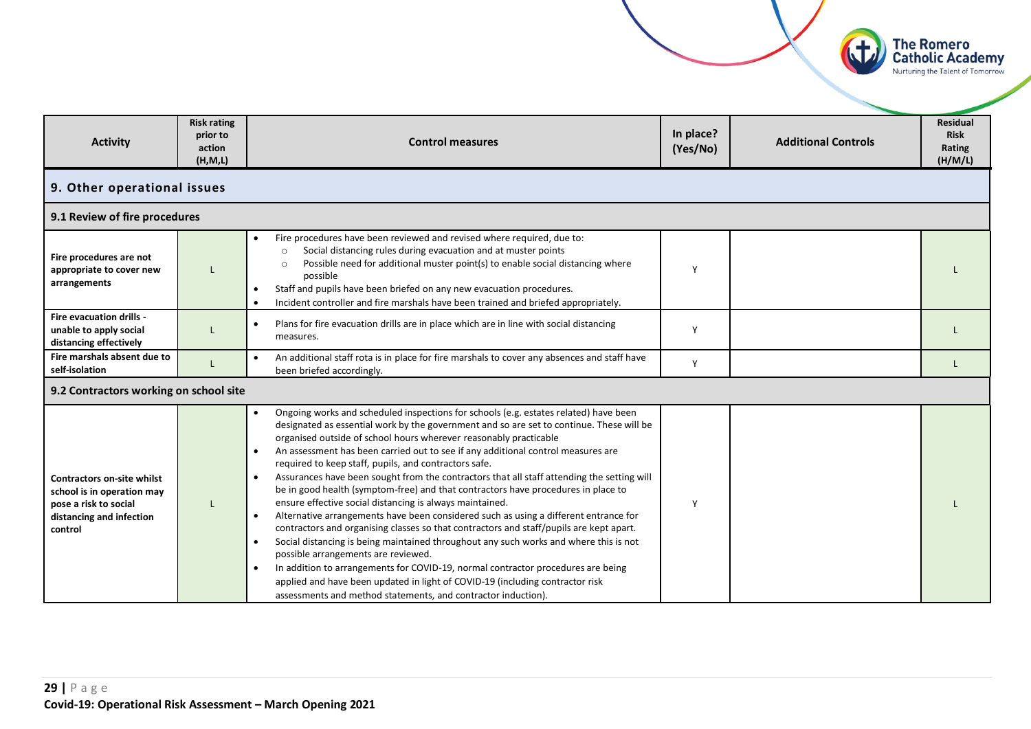| Activity | Risk rating prior to action (H,M,L) | Control measures | In place? (Yes/No) | Additional Controls | Residual Risk Rating (H/M/L) |
|---|---|---|---|---|---|
| **9. Other operational issues** | | | | | |
| **9.1 Review of fire procedures** | | | | | |
| **Fire procedures are not appropriate to cover new arrangements** | L | • Fire procedures have been reviewed and revised where required, due to:<br>  ○ Social distancing rules during evacuation and at muster points<br>  ○ Possible need for additional muster point(s) to enable social distancing where possible<br>• Staff and pupils have been briefed on any new evacuation procedures.<br>• Incident controller and fire marshals have been trained and briefed appropriately. | Y | | L |
| **Fire evacuation drills - unable to apply social distancing effectively** | L | • Plans for fire evacuation drills are in place which are in line with social distancing measures. | Y | | L |
| **Fire marshals absent due to self-isolation** | L | • An additional staff rota is in place for fire marshals to cover any absences and staff have been briefed accordingly. | Y | | L |
| **9.2 Contractors working on school site** | | | | | |
| **Contractors on-site whilst school is in operation may pose a risk to social distancing and infection control** | L | • Ongoing works and scheduled inspections for schools (e.g. estates related) have been designated as essential work by the government and so are set to continue. These will be organised outside of school hours wherever reasonably practicable<br>• An assessment has been carried out to see if any additional control measures are required to keep staff, pupils, and contractors safe.<br>• Assurances have been sought from the contractors that all staff attending the setting will be in good health (symptom-free) and that contractors have procedures in place to ensure effective social distancing is always maintained.<br>• Alternative arrangements have been considered such as using a different entrance for contractors and organising classes so that contractors and staff/pupils are kept apart.<br>• Social distancing is being maintained throughout any such works and where this is not possible arrangements are reviewed.<br>• In addition to arrangements for COVID-19, normal contractor procedures are being applied and have been updated in light of COVID-19 (including contractor risk assessments and method statements, and contractor induction). | Y | | L |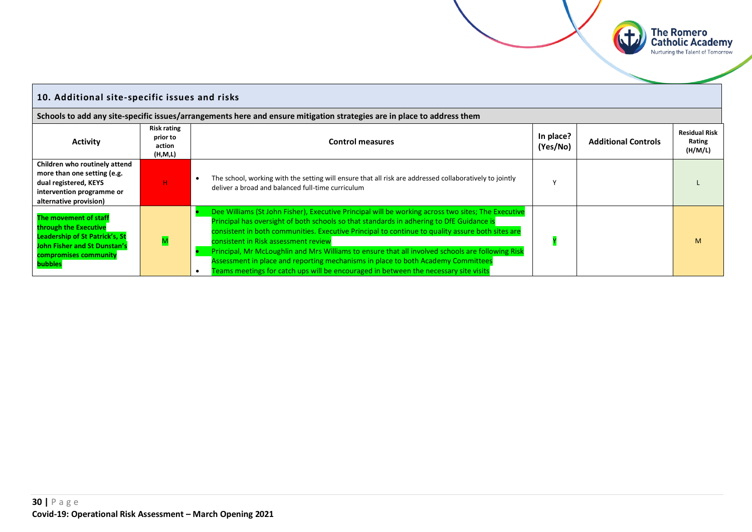## 10. Additional site-specific issues and risks

**Schools to add any site-specific issues/arrangements here and ensure mitigation strategies are in place to address them**

| Activity | Risk rating prior to action (H,M,L) | Control measures | In place? (Yes/No) | Additional Controls | Residual Risk Rating (H/M/L) |
|---|---|---|---|---|---|
| **Children who routinely attend more than one setting (e.g. dual registered, KEYS intervention programme or alternative provision)** | H | • The school, working with the setting will ensure that all risk are addressed collaboratively to jointly deliver a broad and balanced full-time curriculum | Y | | L |
| **The movement of staff through the Executive Leadership of St Patrick's, St John Fisher and St Dunstan's compromises community bubbles** | M | • Dee Williams (St John Fisher), Executive Principal will be working across two sites; The Executive Principal has oversight of both schools so that standards in adhering to DfE Guidance is consistent in both communities. Executive Principal to continue to quality assure both sites are consistent in Risk assessment review<br>• Principal, Mr McLoughlin and Mrs Williams to ensure that all involved schools are following Risk Assessment in place and reporting mechanisms in place to both Academy Committees<br>• Teams meetings for catch ups will be encouraged in between the necessary site visits | Y | | M |

**Covid-19: Operational Risk Assessment – March Opening 2021**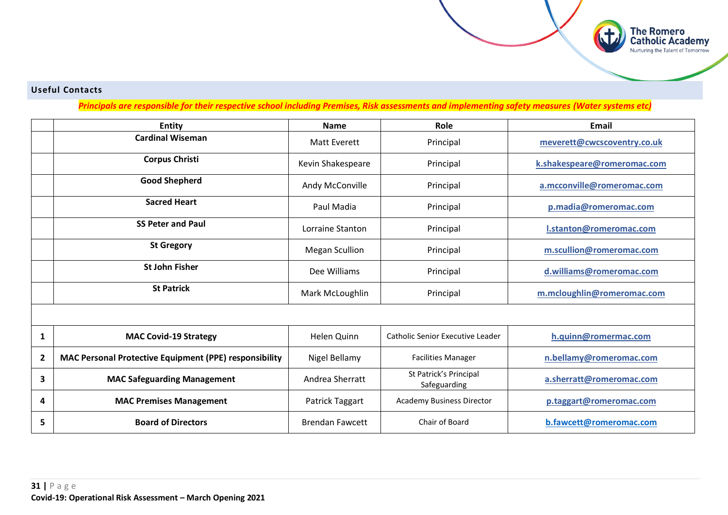## Useful Contacts

***Principals are responsible for their respective school including Premises, Risk assessments and implementing safety measures (Water systems etc)***

| | Entity | Name | Role | Email |
|---|---|---|---|---|
| | **Cardinal Wiseman** | Matt Everett | Principal | meverett@cwcscoventry.co.uk |
| | **Corpus Christi** | Kevin Shakespeare | Principal | k.shakespeare@romeromac.com |
| | **Good Shepherd** | Andy McConville | Principal | a.mcconville@romeromac.com |
| | **Sacred Heart** | Paul Madia | Principal | p.madia@romeromac.com |
| | **SS Peter and Paul** | Lorraine Stanton | Principal | l.stanton@romeromac.com |
| | **St Gregory** | Megan Scullion | Principal | m.scullion@romeromac.com |
| | **St John Fisher** | Dee Williams | Principal | d.williams@romeromac.com |
| | **St Patrick** | Mark McLoughlin | Principal | m.mcloughlin@romeromac.com |
| | | | | |
| **1** | **MAC Covid-19 Strategy** | Helen Quinn | Catholic Senior Executive Leader | h.quinn@romermac.com |
| **2** | **MAC Personal Protective Equipment (PPE) responsibility** | Nigel Bellamy | Facilities Manager | n.bellamy@romeromac.com |
| **3** | **MAC Safeguarding Management** | Andrea Sherratt | St Patrick's Principal Safeguarding | a.sherratt@romeromac.com |
| **4** | **MAC Premises Management** | Patrick Taggart | Academy Business Director | p.taggart@romeromac.com |
| **5** | **Board of Directors** | Brendan Fawcett | Chair of Board | b.fawcett@romeromac.com |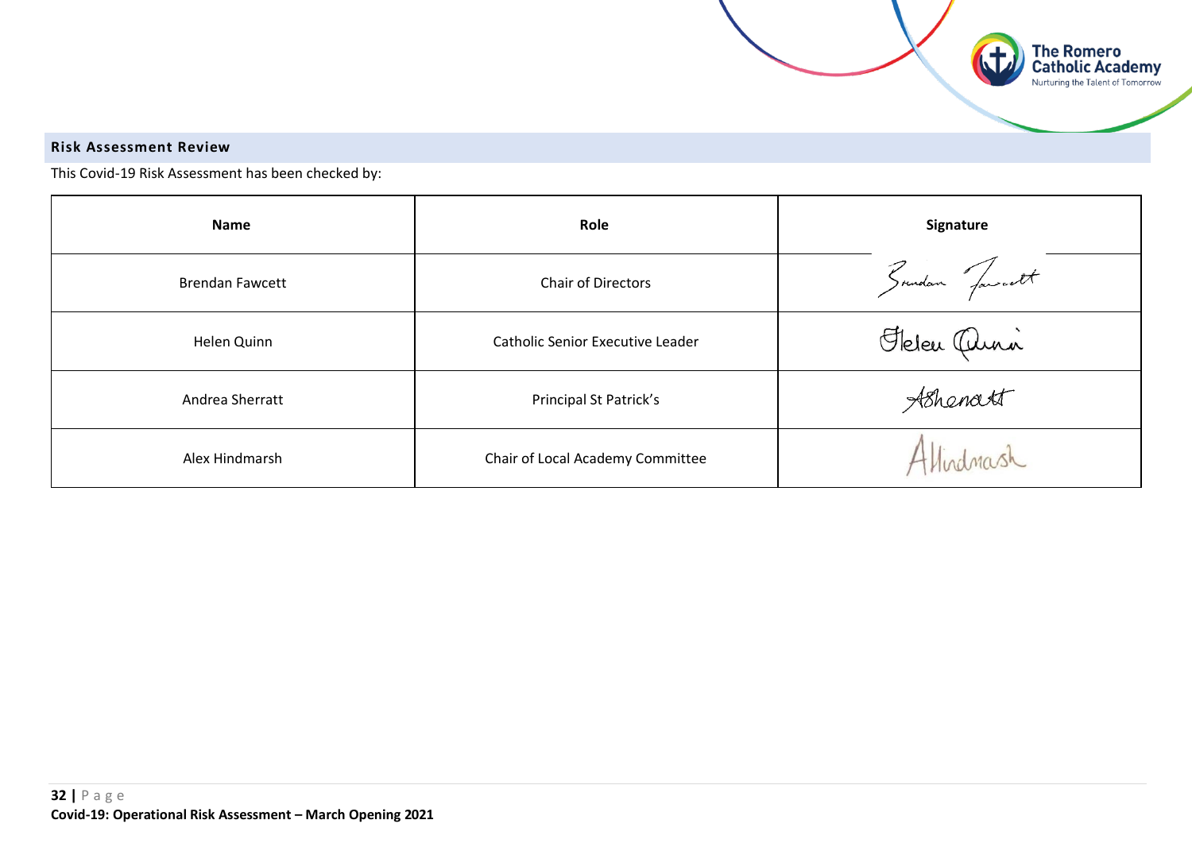## Risk Assessment Review

This Covid-19 Risk Assessment has been checked by:

| Name | Role | Signature |
|---|---|---|
| Brendan Fawcett | Chair of Directors | Brendan Fawcett |
| Helen Quinn | Catholic Senior Executive Leader | Helen Quinn |
| Andrea Sherratt | Principal St Patrick's | ASherratt |
| Alex Hindmarsh | Chair of Local Academy Committee | AHindmarsh |